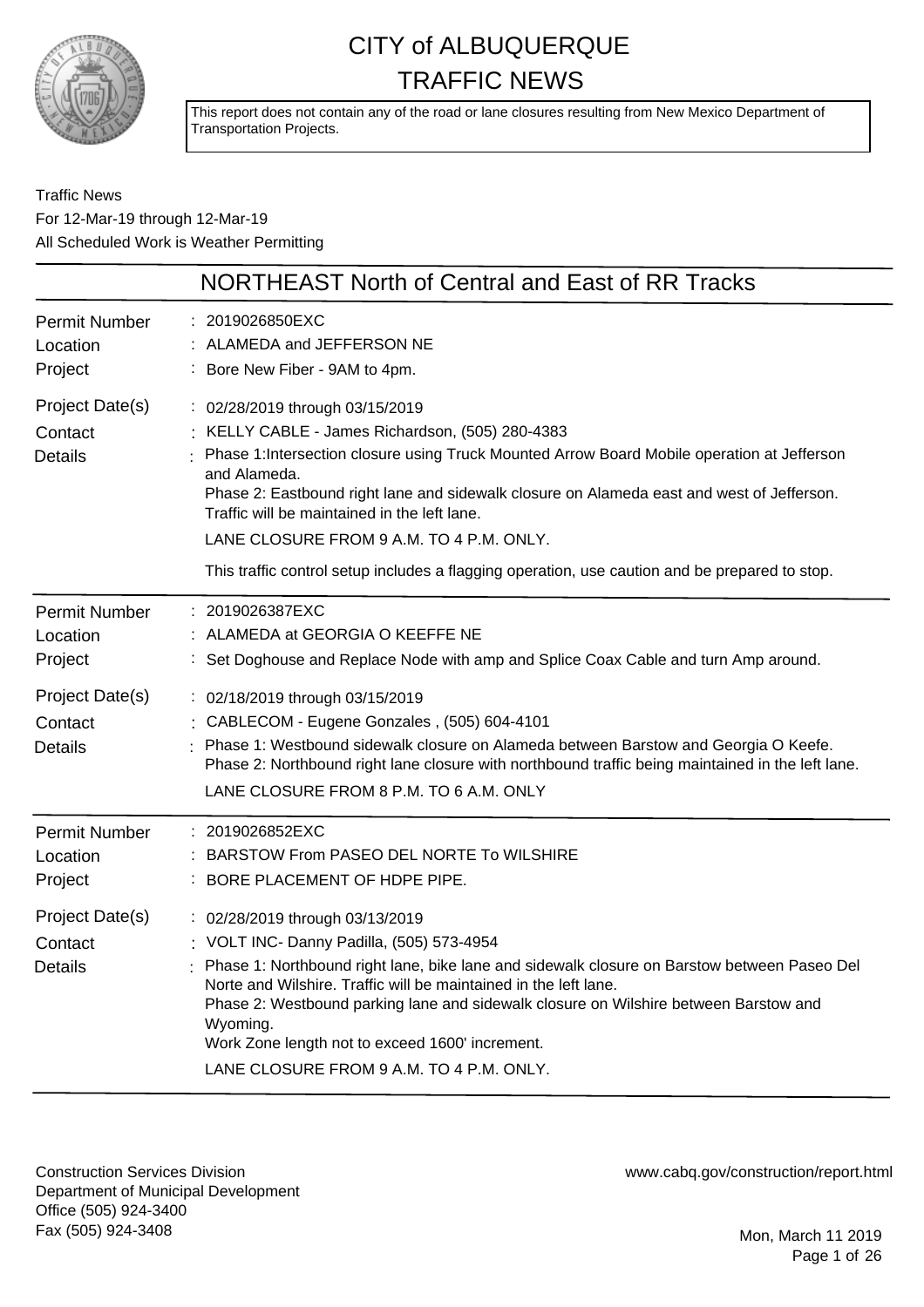# CITY of ALBUQUERQUE
# TRAFFIC NEWS

This report does not contain any of the road or lane closures resulting from New Mexico Department of Transportation Projects.

Traffic News
For 12-Mar-19 through 12-Mar-19
All Scheduled Work is Weather Permitting

## NORTHEAST North of Central and East of RR Tracks

**Permit Number** : 2019026850EXC
**Location** : ALAMEDA and JEFFERSON NE
**Project** : Bore New Fiber - 9AM to 4pm.
**Project Date(s)** : 02/28/2019 through 03/15/2019
**Contact** : KELLY CABLE - James Richardson, (505) 280-4383
**Details** : Phase 1:Intersection closure using Truck Mounted Arrow Board Mobile operation at Jefferson and Alameda.
Phase 2: Eastbound right lane and sidewalk closure on Alameda east and west of Jefferson. Traffic will be maintained in the left lane.
LANE CLOSURE FROM 9 A.M. TO 4 P.M. ONLY.
This traffic control setup includes a flagging operation, use caution and be prepared to stop.

---

**Permit Number** : 2019026387EXC
**Location** : ALAMEDA at GEORGIA O KEEFFE NE
**Project** : Set Doghouse and Replace Node with amp and Splice Coax Cable and turn Amp around.
**Project Date(s)** : 02/18/2019 through 03/15/2019
**Contact** : CABLECOM - Eugene Gonzales , (505) 604-4101
**Details** : Phase 1: Westbound sidewalk closure on Alameda between Barstow and Georgia O Keefe.
Phase 2: Northbound right lane closure with northbound traffic being maintained in the left lane.
LANE CLOSURE FROM 8 P.M. TO 6 A.M. ONLY

---

**Permit Number** : 2019026852EXC
**Location** : BARSTOW From PASEO DEL NORTE To WILSHIRE
**Project** : BORE PLACEMENT OF HDPE PIPE.
**Project Date(s)** : 02/28/2019 through 03/13/2019
**Contact** : VOLT INC- Danny Padilla, (505) 573-4954
**Details** : Phase 1: Northbound right lane, bike lane and sidewalk closure on Barstow between Paseo Del Norte and Wilshire. Traffic will be maintained in the left lane.
Phase 2: Westbound parking lane and sidewalk closure on Wilshire between Barstow and Wyoming.
Work Zone length not to exceed 1600' increment.
LANE CLOSURE FROM 9 A.M. TO 4 P.M. ONLY.

---

Construction Services Division
Department of Municipal Development
Office (505) 924-3400
Fax (505) 924-3408

www.cabq.gov/construction/report.html

Mon, March 11 2019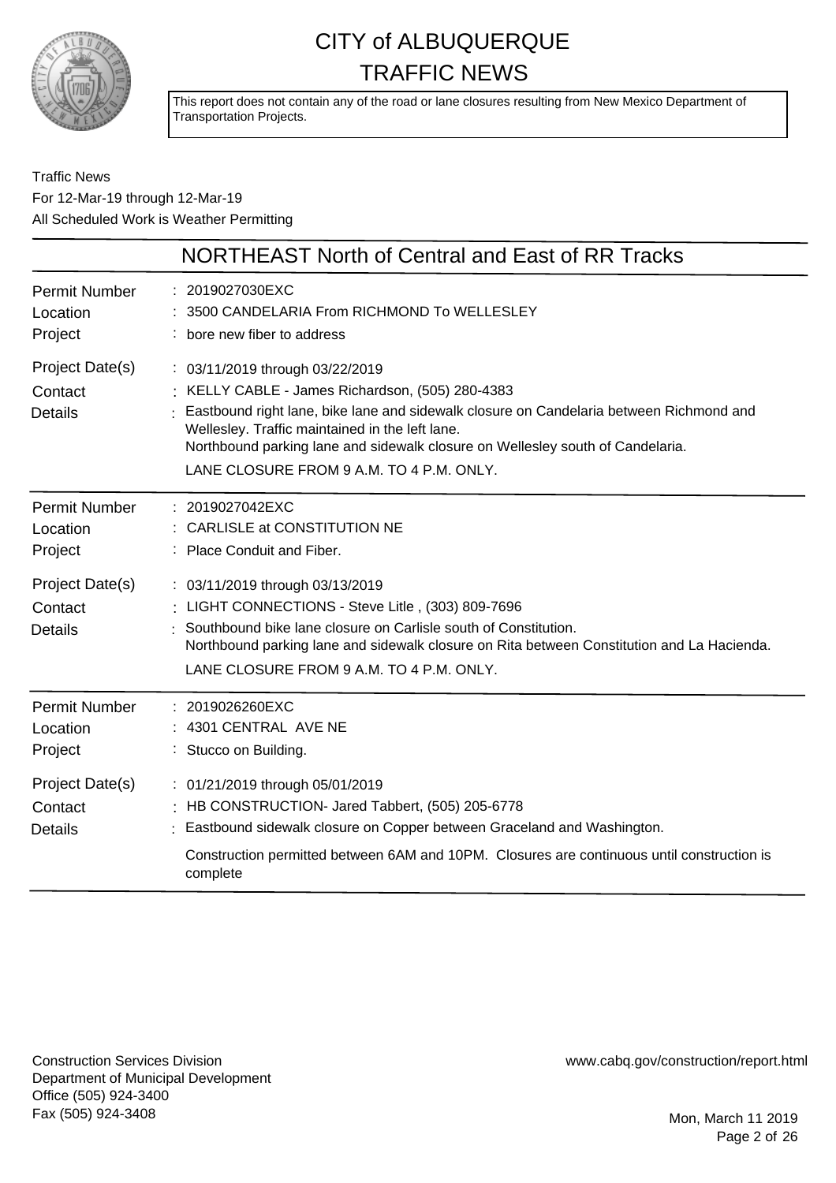# CITY of ALBUQUERQUE
# TRAFFIC NEWS

This report does not contain any of the road or lane closures resulting from New Mexico Department of Transportation Projects.

Traffic News
For 12-Mar-19 through 12-Mar-19
All Scheduled Work is Weather Permitting

## NORTHEAST North of Central and East of RR Tracks

**Permit Number** : 2019027030EXC
**Location** : 3500 CANDELARIA From RICHMOND To WELLESLEY
**Project** : bore new fiber to address
**Project Date(s)** : 03/11/2019 through 03/22/2019
**Contact** : KELLY CABLE - James Richardson, (505) 280-4383
**Details** : Eastbound right lane, bike lane and sidewalk closure on Candelaria between Richmond and Wellesley. Traffic maintained in the left lane.
Northbound parking lane and sidewalk closure on Wellesley south of Candelaria.
LANE CLOSURE FROM 9 A.M. TO 4 P.M. ONLY.

---

**Permit Number** : 2019027042EXC
**Location** : CARLISLE at CONSTITUTION NE
**Project** : Place Conduit and Fiber.
**Project Date(s)** : 03/11/2019 through 03/13/2019
**Contact** : LIGHT CONNECTIONS - Steve Litle , (303) 809-7696
**Details** : Southbound bike lane closure on Carlisle south of Constitution.
Northbound parking lane and sidewalk closure on Rita between Constitution and La Hacienda.
LANE CLOSURE FROM 9 A.M. TO 4 P.M. ONLY.

---

**Permit Number** : 2019026260EXC
**Location** : 4301 CENTRAL AVE NE
**Project** : Stucco on Building.
**Project Date(s)** : 01/21/2019 through 05/01/2019
**Contact** : HB CONSTRUCTION- Jared Tabbert, (505) 205-6778
**Details** : Eastbound sidewalk closure on Copper between Graceland and Washington.
Construction permitted between 6AM and 10PM. Closures are continuous until construction is complete

---

Construction Services Division
Department of Municipal Development
Office (505) 924-3400
Fax (505) 924-3408

www.cabq.gov/construction/report.html

Mon, March 11 2019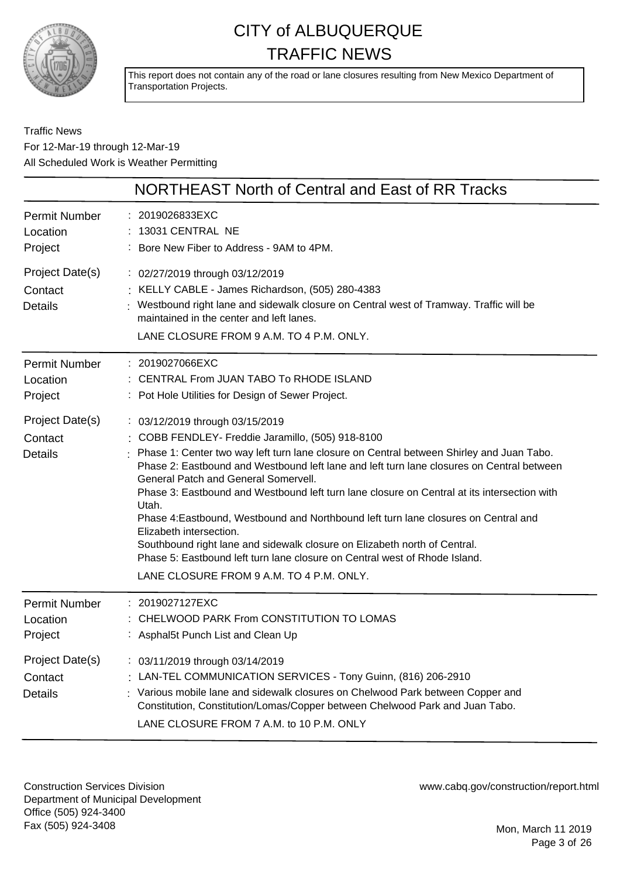# CITY of ALBUQUERQUE
# TRAFFIC NEWS

This report does not contain any of the road or lane closures resulting from New Mexico Department of Transportation Projects.

Traffic News
For 12-Mar-19 through 12-Mar-19
All Scheduled Work is Weather Permitting

## NORTHEAST North of Central and East of RR Tracks

**Permit Number** : 2019026833EXC
**Location** : 13031 CENTRAL NE
**Project** : Bore New Fiber to Address - 9AM to 4PM.
**Project Date(s)** : 02/27/2019 through 03/12/2019
**Contact** : KELLY CABLE - James Richardson, (505) 280-4383
**Details** : Westbound right lane and sidewalk closure on Central west of Tramway. Traffic will be maintained in the center and left lanes.
LANE CLOSURE FROM 9 A.M. TO 4 P.M. ONLY.

---

**Permit Number** : 2019027066EXC
**Location** : CENTRAL From JUAN TABO To RHODE ISLAND
**Project** : Pot Hole Utilities for Design of Sewer Project.
**Project Date(s)** : 03/12/2019 through 03/15/2019
**Contact** : COBB FENDLEY- Freddie Jaramillo, (505) 918-8100
**Details** : Phase 1: Center two way left turn lane closure on Central between Shirley and Juan Tabo.
Phase 2: Eastbound and Westbound left lane and left turn lane closures on Central between General Patch and General Somervell.
Phase 3: Eastbound and Westbound left turn lane closure on Central at its intersection with Utah.
Phase 4:Eastbound, Westbound and Northbound left turn lane closures on Central and Elizabeth intersection.
Southbound right lane and sidewalk closure on Elizabeth north of Central.
Phase 5: Eastbound left turn lane closure on Central west of Rhode Island.
LANE CLOSURE FROM 9 A.M. TO 4 P.M. ONLY.

---

**Permit Number** : 2019027127EXC
**Location** : CHELWOOD PARK From CONSTITUTION TO LOMAS
**Project** : Asphal5t Punch List and Clean Up
**Project Date(s)** : 03/11/2019 through 03/14/2019
**Contact** : LAN-TEL COMMUNICATION SERVICES - Tony Guinn, (816) 206-2910
**Details** : Various mobile lane and sidewalk closures on Chelwood Park between Copper and Constitution, Constitution/Lomas/Copper between Chelwood Park and Juan Tabo.
LANE CLOSURE FROM 7 A.M. to 10 P.M. ONLY

---

Construction Services Division
Department of Municipal Development
Office (505) 924-3400
Fax (505) 924-3408

www.cabq.gov/construction/report.html

Mon, March 11 2019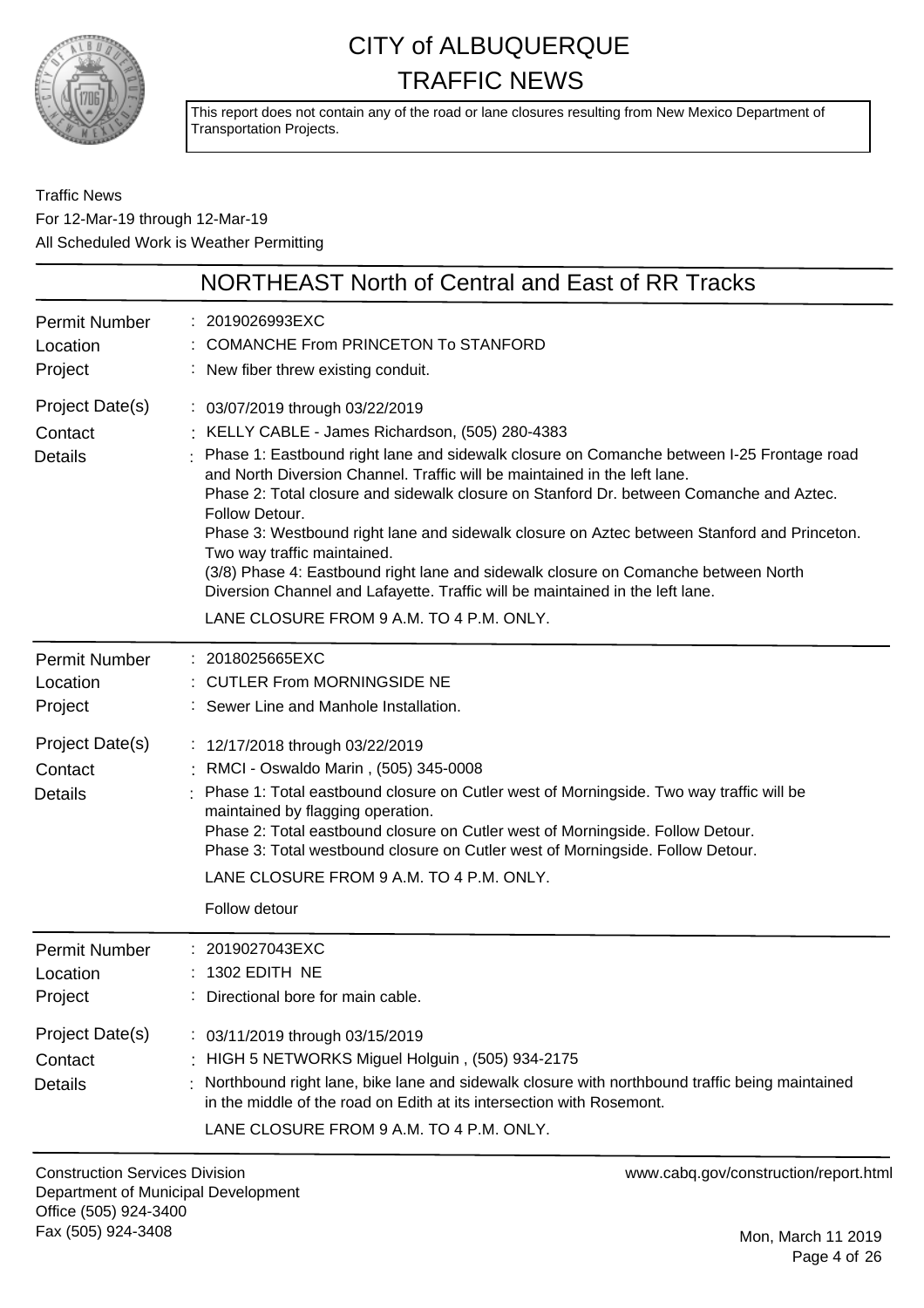# CITY of ALBUQUERQUE TRAFFIC NEWS

This report does not contain any of the road or lane closures resulting from New Mexico Department of Transportation Projects.

Traffic News
For 12-Mar-19 through 12-Mar-19
All Scheduled Work is Weather Permitting

## NORTHEAST North of Central and East of RR Tracks

| | |
|---|---|
| Permit Number | 2019026993EXC |
| Location | COMANCHE From PRINCETON To STANFORD |
| Project | New fiber threw existing conduit. |
| Project Date(s) | 03/07/2019 through 03/22/2019 |
| Contact | KELLY CABLE - James Richardson, (505) 280-4383 |
| Details | Phase 1: Eastbound right lane and sidewalk closure on Comanche between I-25 Frontage road and North Diversion Channel. Traffic will be maintained in the left lane.<br>Phase 2: Total closure and sidewalk closure on Stanford Dr. between Comanche and Aztec. Follow Detour.<br>Phase 3: Westbound right lane and sidewalk closure on Aztec between Stanford and Princeton. Two way traffic maintained.<br>(3/8) Phase 4: Eastbound right lane and sidewalk closure on Comanche between North Diversion Channel and Lafayette. Traffic will be maintained in the left lane.<br>LANE CLOSURE FROM 9 A.M. TO 4 P.M. ONLY. |

| | |
|---|---|
| Permit Number | 2018025665EXC |
| Location | CUTLER From MORNINGSIDE NE |
| Project | Sewer Line and Manhole Installation. |
| Project Date(s) | 12/17/2018 through 03/22/2019 |
| Contact | RMCI - Oswaldo Marin , (505) 345-0008 |
| Details | Phase 1: Total eastbound closure on Cutler west of Morningside. Two way traffic will be maintained by flagging operation.<br>Phase 2: Total eastbound closure on Cutler west of Morningside. Follow Detour.<br>Phase 3: Total westbound closure on Cutler west of Morningside. Follow Detour.<br>LANE CLOSURE FROM 9 A.M. TO 4 P.M. ONLY.<br>Follow detour |

| | |
|---|---|
| Permit Number | 2019027043EXC |
| Location | 1302 EDITH NE |
| Project | Directional bore for main cable. |
| Project Date(s) | 03/11/2019 through 03/15/2019 |
| Contact | HIGH 5 NETWORKS Miguel Holguin , (505) 934-2175 |
| Details | Northbound right lane, bike lane and sidewalk closure with northbound traffic being maintained in the middle of the road on Edith at its intersection with Rosemont.<br>LANE CLOSURE FROM 9 A.M. TO 4 P.M. ONLY. |

Construction Services Division
Department of Municipal Development
Office (505) 924-3400
Fax (505) 924-3408

www.cabq.gov/construction/report.html

Mon, March 11 2019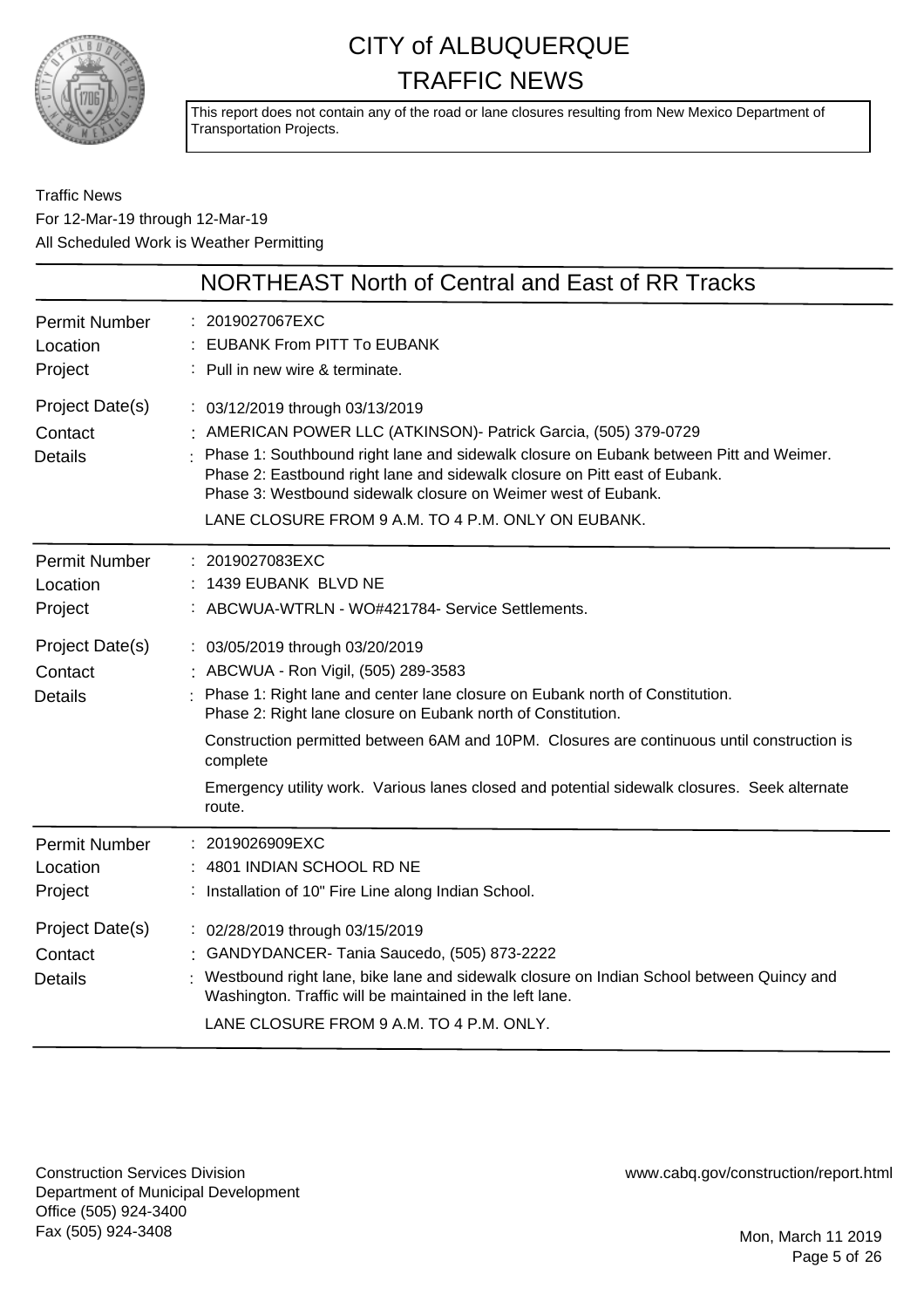# CITY of ALBUQUERQUE
# TRAFFIC NEWS

This report does not contain any of the road or lane closures resulting from New Mexico Department of Transportation Projects.

Traffic News
For 12-Mar-19 through 12-Mar-19
All Scheduled Work is Weather Permitting

## NORTHEAST North of Central and East of RR Tracks

**Permit Number** : 2019027067EXC
**Location** : EUBANK From PITT To EUBANK
**Project** : Pull in new wire & terminate.
**Project Date(s)** : 03/12/2019 through 03/13/2019
**Contact** : AMERICAN POWER LLC (ATKINSON)- Patrick Garcia, (505) 379-0729
**Details** : Phase 1: Southbound right lane and sidewalk closure on Eubank between Pitt and Weimer.
Phase 2: Eastbound right lane and sidewalk closure on Pitt east of Eubank.
Phase 3: Westbound sidewalk closure on Weimer west of Eubank.

LANE CLOSURE FROM 9 A.M. TO 4 P.M. ONLY ON EUBANK.

---

**Permit Number** : 2019027083EXC
**Location** : 1439 EUBANK BLVD NE
**Project** : ABCWUA-WTRLN - WO#421784- Service Settlements.
**Project Date(s)** : 03/05/2019 through 03/20/2019
**Contact** : ABCWUA - Ron Vigil, (505) 289-3583
**Details** : Phase 1: Right lane and center lane closure on Eubank north of Constitution.
Phase 2: Right lane closure on Eubank north of Constitution.

Construction permitted between 6AM and 10PM. Closures are continuous until construction is complete

Emergency utility work. Various lanes closed and potential sidewalk closures. Seek alternate route.

---

**Permit Number** : 2019026909EXC
**Location** : 4801 INDIAN SCHOOL RD NE
**Project** : Installation of 10" Fire Line along Indian School.
**Project Date(s)** : 02/28/2019 through 03/15/2019
**Contact** : GANDYDANCER- Tania Saucedo, (505) 873-2222
**Details** : Westbound right lane, bike lane and sidewalk closure on Indian School between Quincy and Washington. Traffic will be maintained in the left lane.

LANE CLOSURE FROM 9 A.M. TO 4 P.M. ONLY.

---

Construction Services Division
Department of Municipal Development
Office (505) 924-3400
Fax (505) 924-3408

www.cabq.gov/construction/report.html

Mon, March 11 2019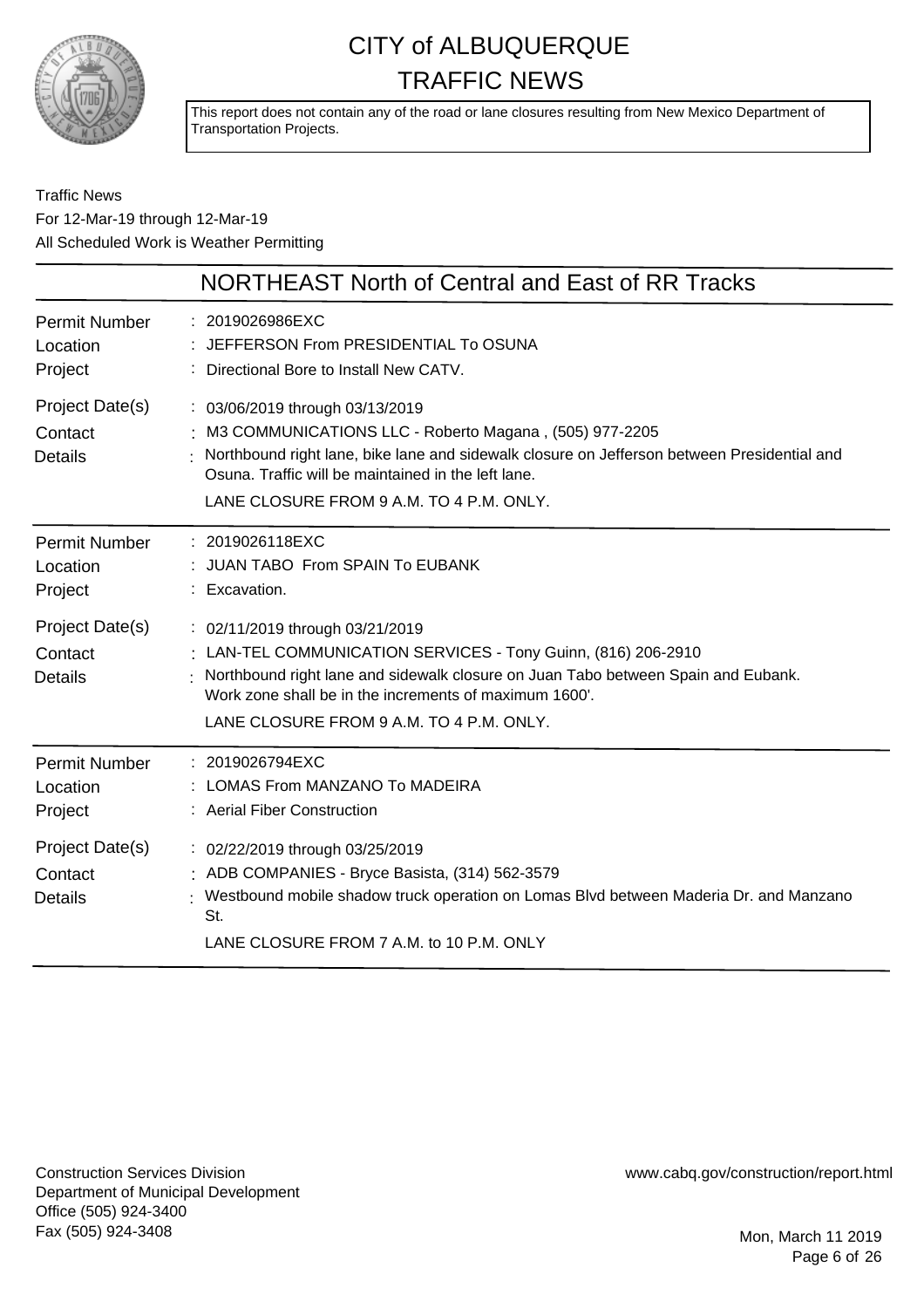# CITY of ALBUQUERQUE TRAFFIC NEWS

This report does not contain any of the road or lane closures resulting from New Mexico Department of Transportation Projects.

Traffic News
For 12-Mar-19 through 12-Mar-19
All Scheduled Work is Weather Permitting

## NORTHEAST North of Central and East of RR Tracks

| | |
|---|---|
| Permit Number | 2019026986EXC |
| Location | JEFFERSON From PRESIDENTIAL To OSUNA |
| Project | Directional Bore to Install New CATV. |
| Project Date(s) | 03/06/2019 through 03/13/2019 |
| Contact | M3 COMMUNICATIONS LLC - Roberto Magana , (505) 977-2205 |
| Details | Northbound right lane, bike lane and sidewalk closure on Jefferson between Presidential and Osuna. Traffic will be maintained in the left lane. LANE CLOSURE FROM 9 A.M. TO 4 P.M. ONLY. |

| | |
|---|---|
| Permit Number | 2019026118EXC |
| Location | JUAN TABO From SPAIN To EUBANK |
| Project | Excavation. |
| Project Date(s) | 02/11/2019 through 03/21/2019 |
| Contact | LAN-TEL COMMUNICATION SERVICES - Tony Guinn, (816) 206-2910 |
| Details | Northbound right lane and sidewalk closure on Juan Tabo between Spain and Eubank. Work zone shall be in the increments of maximum 1600'. LANE CLOSURE FROM 9 A.M. TO 4 P.M. ONLY. |

| | |
|---|---|
| Permit Number | 2019026794EXC |
| Location | LOMAS From MANZANO To MADEIRA |
| Project | Aerial Fiber Construction |
| Project Date(s) | 02/22/2019 through 03/25/2019 |
| Contact | ADB COMPANIES - Bryce Basista, (314) 562-3579 |
| Details | Westbound mobile shadow truck operation on Lomas Blvd between Maderia Dr. and Manzano St. LANE CLOSURE FROM 7 A.M. to 10 P.M. ONLY |

Construction Services Division
Department of Municipal Development
Office (505) 924-3400
Fax (505) 924-3408

www.cabq.gov/construction/report.html

Mon, March 11 2019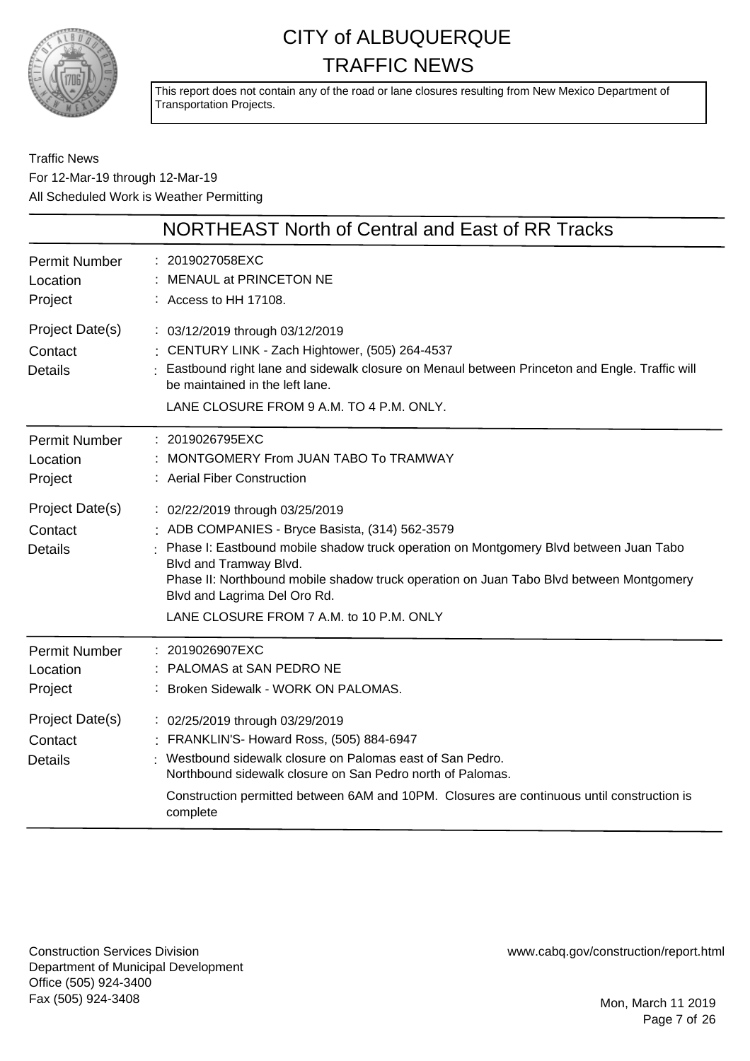# CITY of ALBUQUERQUE
# TRAFFIC NEWS

This report does not contain any of the road or lane closures resulting from New Mexico Department of Transportation Projects.

Traffic News
For 12-Mar-19 through 12-Mar-19
All Scheduled Work is Weather Permitting

## NORTHEAST North of Central and East of RR Tracks

| | |
|---|---|
| Permit Number | 2019027058EXC |
| Location | MENAUL at PRINCETON NE |
| Project | Access to HH 17108. |
| Project Date(s) | 03/12/2019 through 03/12/2019 |
| Contact | CENTURY LINK - Zach Hightower, (505) 264-4537 |
| Details | Eastbound right lane and sidewalk closure on Menaul between Princeton and Engle. Traffic will be maintained in the left lane.<br>LANE CLOSURE FROM 9 A.M. TO 4 P.M. ONLY. |

| | |
|---|---|
| Permit Number | 2019026795EXC |
| Location | MONTGOMERY From JUAN TABO To TRAMWAY |
| Project | Aerial Fiber Construction |
| Project Date(s) | 02/22/2019 through 03/25/2019 |
| Contact | ADB COMPANIES - Bryce Basista, (314) 562-3579 |
| Details | Phase I: Eastbound mobile shadow truck operation on Montgomery Blvd between Juan Tabo Blvd and Tramway Blvd.<br>Phase II: Northbound mobile shadow truck operation on Juan Tabo Blvd between Montgomery Blvd and Lagrima Del Oro Rd.<br>LANE CLOSURE FROM 7 A.M. to 10 P.M. ONLY |

| | |
|---|---|
| Permit Number | 2019026907EXC |
| Location | PALOMAS at SAN PEDRO NE |
| Project | Broken Sidewalk - WORK ON PALOMAS. |
| Project Date(s) | 02/25/2019 through 03/29/2019 |
| Contact | FRANKLIN'S- Howard Ross, (505) 884-6947 |
| Details | Westbound sidewalk closure on Palomas east of San Pedro.<br>Northbound sidewalk closure on San Pedro north of Palomas.<br>Construction permitted between 6AM and 10PM. Closures are continuous until construction is complete |

Construction Services Division
Department of Municipal Development
Office (505) 924-3400
Fax (505) 924-3408

www.cabq.gov/construction/report.html

Mon, March 11 2019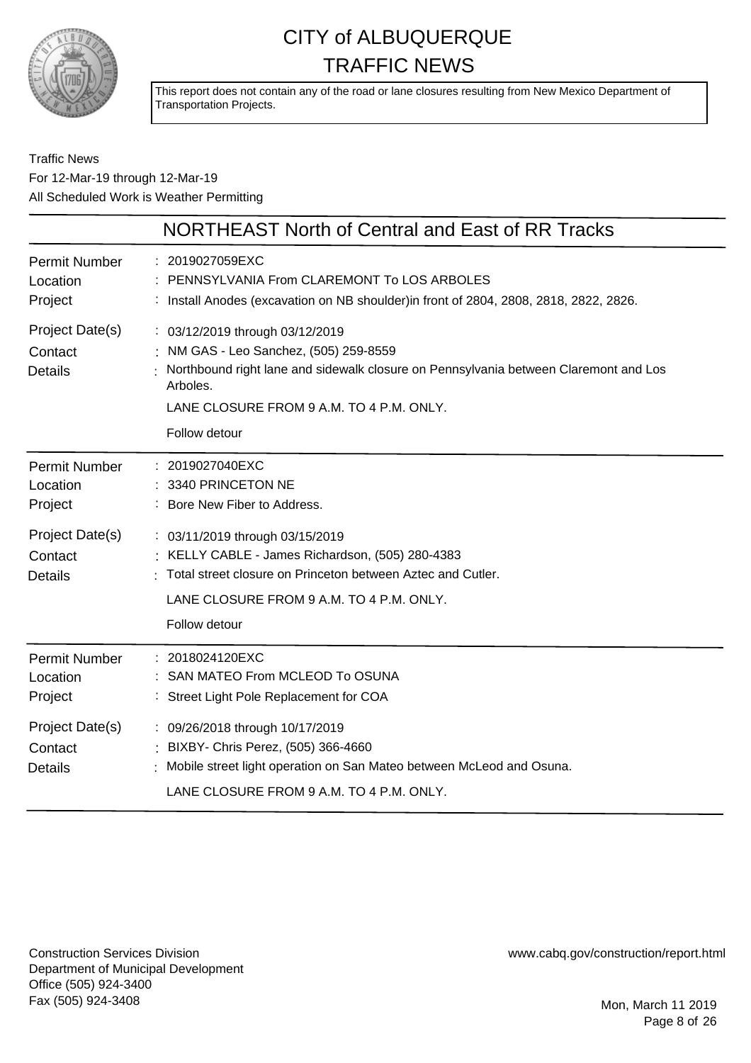# CITY of ALBUQUERQUE
# TRAFFIC NEWS

This report does not contain any of the road or lane closures resulting from New Mexico Department of Transportation Projects.

Traffic News
For 12-Mar-19 through 12-Mar-19
All Scheduled Work is Weather Permitting

## NORTHEAST North of Central and East of RR Tracks

| | |
|---|---|
| Permit Number | : 2019027059EXC |
| Location | : PENNSYLVANIA From CLAREMONT To LOS ARBOLES |
| Project | : Install Anodes (excavation on NB shoulder)in front of 2804, 2808, 2818, 2822, 2826. |
| Project Date(s) | : 03/12/2019 through 03/12/2019 |
| Contact | : NM GAS - Leo Sanchez, (505) 259-8559 |
| Details | : Northbound right lane and sidewalk closure on Pennsylvania between Claremont and Los Arboles.<br>LANE CLOSURE FROM 9 A.M. TO 4 P.M. ONLY.<br>Follow detour |

| | |
|---|---|
| Permit Number | : 2019027040EXC |
| Location | : 3340 PRINCETON NE |
| Project | : Bore New Fiber to Address. |
| Project Date(s) | : 03/11/2019 through 03/15/2019 |
| Contact | : KELLY CABLE - James Richardson, (505) 280-4383 |
| Details | : Total street closure on Princeton between Aztec and Cutler.<br>LANE CLOSURE FROM 9 A.M. TO 4 P.M. ONLY.<br>Follow detour |

| | |
|---|---|
| Permit Number | : 2018024120EXC |
| Location | : SAN MATEO From MCLEOD To OSUNA |
| Project | : Street Light Pole Replacement for COA |
| Project Date(s) | : 09/26/2018 through 10/17/2019 |
| Contact | : BIXBY- Chris Perez, (505) 366-4660 |
| Details | : Mobile street light operation on San Mateo between McLeod and Osuna.<br>LANE CLOSURE FROM 9 A.M. TO 4 P.M. ONLY. |

Construction Services Division
Department of Municipal Development
Office (505) 924-3400
Fax (505) 924-3408

www.cabq.gov/construction/report.html

Mon, March 11 2019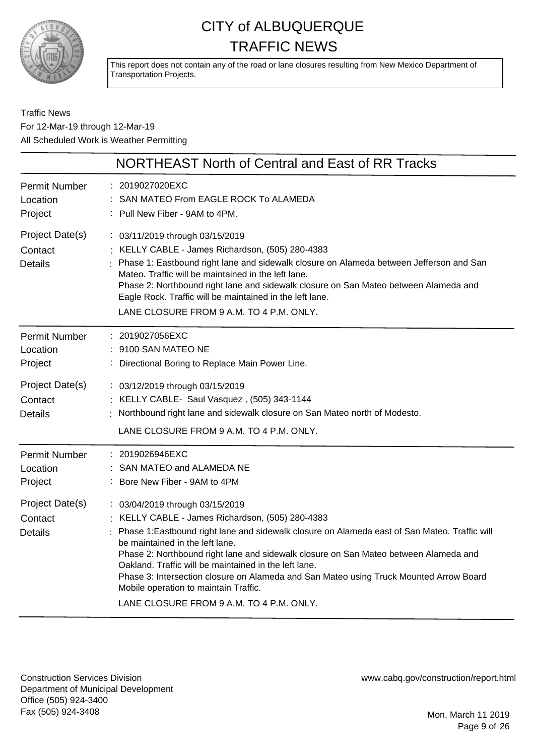# CITY of ALBUQUERQUE
# TRAFFIC NEWS

This report does not contain any of the road or lane closures resulting from New Mexico Department of Transportation Projects.

Traffic News
For 12-Mar-19 through 12-Mar-19
All Scheduled Work is Weather Permitting

## NORTHEAST North of Central and East of RR Tracks

**Permit Number** : 2019027020EXC
**Location** : SAN MATEO From EAGLE ROCK To ALAMEDA
**Project** : Pull New Fiber - 9AM to 4PM.
**Project Date(s)** : 03/11/2019 through 03/15/2019
**Contact** : KELLY CABLE - James Richardson, (505) 280-4383
**Details** : Phase 1: Eastbound right lane and sidewalk closure on Alameda between Jefferson and San Mateo. Traffic will be maintained in the left lane.
Phase 2: Northbound right lane and sidewalk closure on San Mateo between Alameda and Eagle Rock. Traffic will be maintained in the left lane.
LANE CLOSURE FROM 9 A.M. TO 4 P.M. ONLY.

---

**Permit Number** : 2019027056EXC
**Location** : 9100 SAN MATEO NE
**Project** : Directional Boring to Replace Main Power Line.
**Project Date(s)** : 03/12/2019 through 03/15/2019
**Contact** : KELLY CABLE- Saul Vasquez , (505) 343-1144
**Details** : Northbound right lane and sidewalk closure on San Mateo north of Modesto.
LANE CLOSURE FROM 9 A.M. TO 4 P.M. ONLY.

---

**Permit Number** : 2019026946EXC
**Location** : SAN MATEO and ALAMEDA NE
**Project** : Bore New Fiber - 9AM to 4PM
**Project Date(s)** : 03/04/2019 through 03/15/2019
**Contact** : KELLY CABLE - James Richardson, (505) 280-4383
**Details** : Phase 1:Eastbound right lane and sidewalk closure on Alameda east of San Mateo. Traffic will be maintained in the left lane.
Phase 2: Northbound right lane and sidewalk closure on San Mateo between Alameda and Oakland. Traffic will be maintained in the left lane.
Phase 3: Intersection closure on Alameda and San Mateo using Truck Mounted Arrow Board Mobile operation to maintain Traffic.
LANE CLOSURE FROM 9 A.M. TO 4 P.M. ONLY.

---

Construction Services Division
Department of Municipal Development
Office (505) 924-3400
Fax (505) 924-3408

www.cabq.gov/construction/report.html

Mon, March 11 2019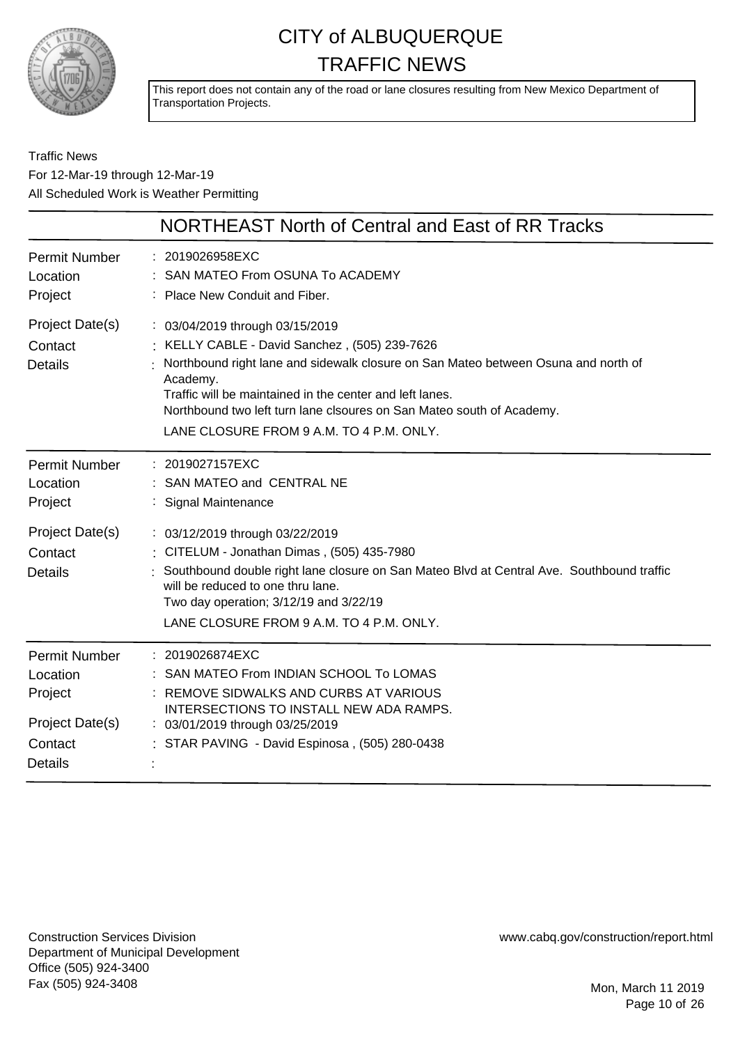# CITY of ALBUQUERQUE
# TRAFFIC NEWS

This report does not contain any of the road or lane closures resulting from New Mexico Department of Transportation Projects.

Traffic News
For 12-Mar-19 through 12-Mar-19
All Scheduled Work is Weather Permitting

## NORTHEAST North of Central and East of RR Tracks

| | |
|---|---|
| Permit Number | : 2019026958EXC |
| Location | : SAN MATEO From OSUNA To ACADEMY |
| Project | : Place New Conduit and Fiber. |
| Project Date(s) | : 03/04/2019 through 03/15/2019 |
| Contact | : KELLY CABLE - David Sanchez , (505) 239-7626 |
| Details | : Northbound right lane and sidewalk closure on San Mateo between Osuna and north of Academy.<br>Traffic will be maintained in the center and left lanes.<br>Northbound two left turn lane clsoures on San Mateo south of Academy.<br>LANE CLOSURE FROM 9 A.M. TO 4 P.M. ONLY. |

| | |
|---|---|
| Permit Number | : 2019027157EXC |
| Location | : SAN MATEO and CENTRAL NE |
| Project | : Signal Maintenance |
| Project Date(s) | : 03/12/2019 through 03/22/2019 |
| Contact | : CITELUM - Jonathan Dimas , (505) 435-7980 |
| Details | : Southbound double right lane closure on San Mateo Blvd at Central Ave. Southbound traffic will be reduced to one thru lane.<br>Two day operation; 3/12/19 and 3/22/19<br>LANE CLOSURE FROM 9 A.M. TO 4 P.M. ONLY. |

| | |
|---|---|
| Permit Number | : 2019026874EXC |
| Location | : SAN MATEO From INDIAN SCHOOL To LOMAS |
| Project | : REMOVE SIDWALKS AND CURBS AT VARIOUS INTERSECTIONS TO INSTALL NEW ADA RAMPS. |
| Project Date(s) | : 03/01/2019 through 03/25/2019 |
| Contact | : STAR PAVING - David Espinosa , (505) 280-0438 |
| Details | : |

Construction Services Division
Department of Municipal Development
Office (505) 924-3400
Fax (505) 924-3408

www.cabq.gov/construction/report.html

Mon, March 11 2019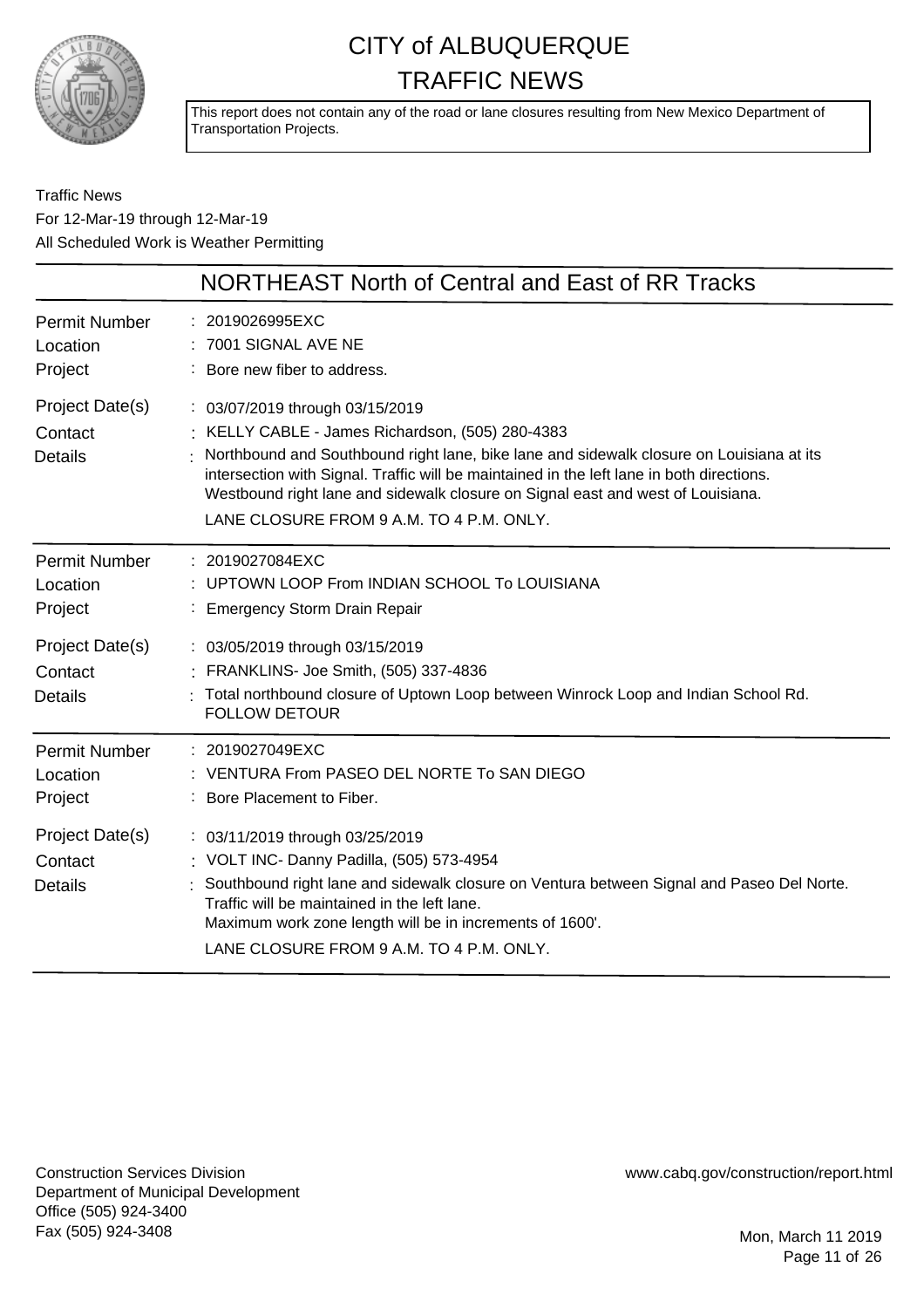# CITY of ALBUQUERQUE TRAFFIC NEWS

This report does not contain any of the road or lane closures resulting from New Mexico Department of Transportation Projects.

Traffic News
For 12-Mar-19 through 12-Mar-19
All Scheduled Work is Weather Permitting

## NORTHEAST North of Central and East of RR Tracks

| | |
|---|---|
| Permit Number | 2019026995EXC |
| Location | 7001 SIGNAL AVE NE |
| Project | Bore new fiber to address. |
| Project Date(s) | 03/07/2019 through 03/15/2019 |
| Contact | KELLY CABLE - James Richardson, (505) 280-4383 |
| Details | Northbound and Southbound right lane, bike lane and sidewalk closure on Louisiana at its intersection with Signal. Traffic will be maintained in the left lane in both directions. Westbound right lane and sidewalk closure on Signal east and west of Louisiana. LANE CLOSURE FROM 9 A.M. TO 4 P.M. ONLY. |

| | |
|---|---|
| Permit Number | 2019027084EXC |
| Location | UPTOWN LOOP From INDIAN SCHOOL To LOUISIANA |
| Project | Emergency Storm Drain Repair |
| Project Date(s) | 03/05/2019 through 03/15/2019 |
| Contact | FRANKLINS- Joe Smith, (505) 337-4836 |
| Details | Total northbound closure of Uptown Loop between Winrock Loop and Indian School Rd. FOLLOW DETOUR |

| | |
|---|---|
| Permit Number | 2019027049EXC |
| Location | VENTURA From PASEO DEL NORTE To SAN DIEGO |
| Project | Bore Placement to Fiber. |
| Project Date(s) | 03/11/2019 through 03/25/2019 |
| Contact | VOLT INC- Danny Padilla, (505) 573-4954 |
| Details | Southbound right lane and sidewalk closure on Ventura between Signal and Paseo Del Norte. Traffic will be maintained in the left lane. Maximum work zone length will be in increments of 1600'. LANE CLOSURE FROM 9 A.M. TO 4 P.M. ONLY. |

Construction Services Division
Department of Municipal Development
Office (505) 924-3400
Fax (505) 924-3408

www.cabq.gov/construction/report.html

Mon, March 11 2019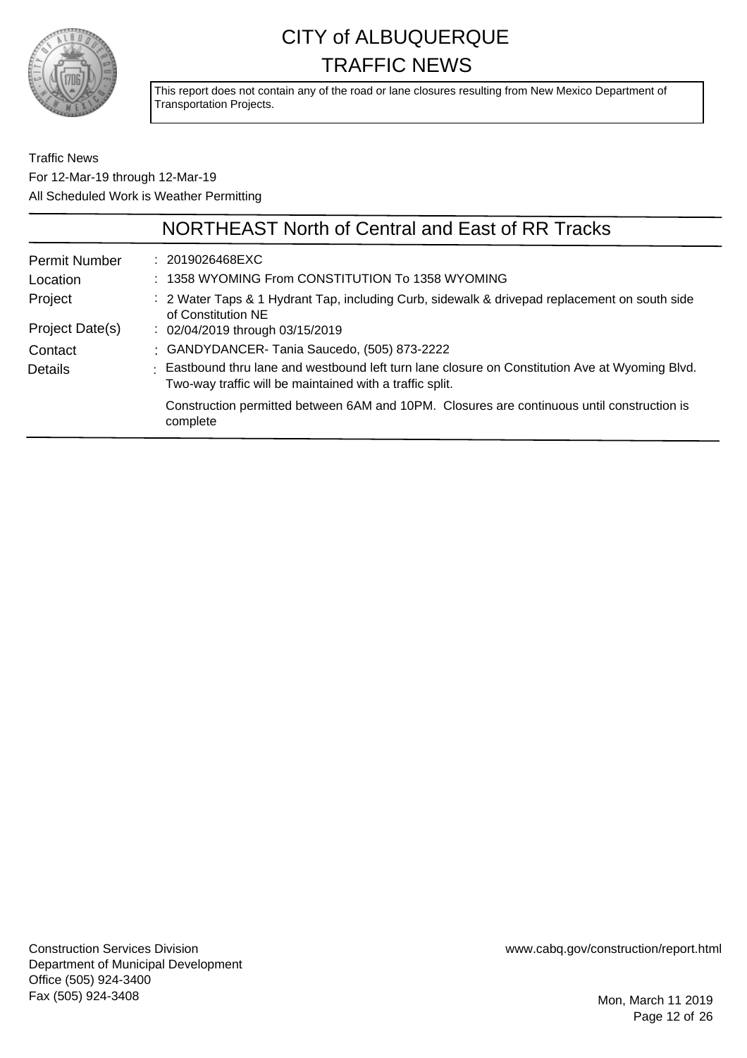# CITY of ALBUQUERQUE
# TRAFFIC NEWS

This report does not contain any of the road or lane closures resulting from New Mexico Department of Transportation Projects.

Traffic News
For 12-Mar-19 through 12-Mar-19
All Scheduled Work is Weather Permitting

## NORTHEAST North of Central and East of RR Tracks

| | |
|---|---|
| Permit Number | 2019026468EXC |
| Location | 1358 WYOMING From CONSTITUTION To 1358 WYOMING |
| Project | 2 Water Taps & 1 Hydrant Tap, including Curb, sidewalk & drivepad replacement on south side of Constitution NE |
| Project Date(s) | 02/04/2019 through 03/15/2019 |
| Contact | GANDYDANCER- Tania Saucedo, (505) 873-2222 |
| Details | Eastbound thru lane and westbound left turn lane closure on Constitution Ave at Wyoming Blvd. Two-way traffic will be maintained with a traffic split.<br><br>Construction permitted between 6AM and 10PM. Closures are continuous until construction is complete |

Construction Services Division
Department of Municipal Development
Office (505) 924-3400
Fax (505) 924-3408

www.cabq.gov/construction/report.html

Mon, March 11 2019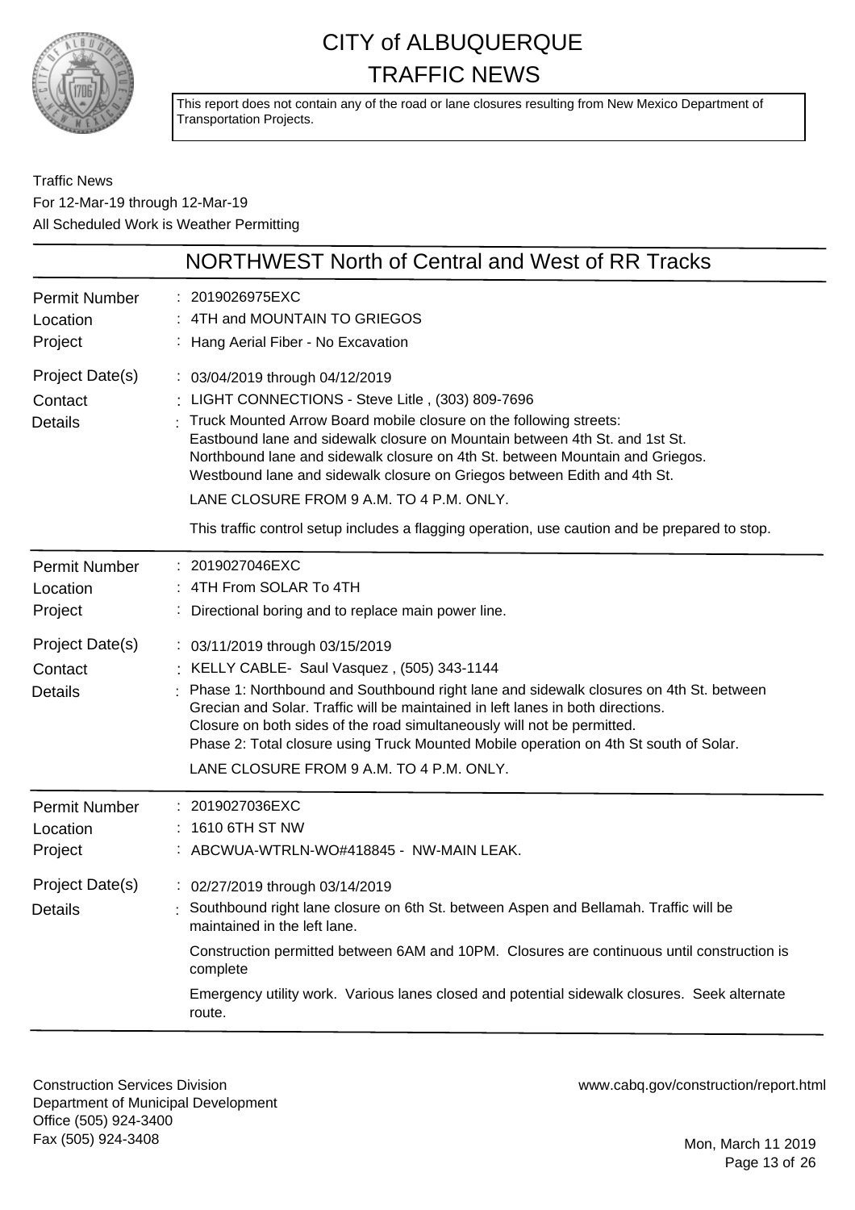# CITY of ALBUQUERQUE TRAFFIC NEWS

This report does not contain any of the road or lane closures resulting from New Mexico Department of Transportation Projects.

Traffic News
For 12-Mar-19 through 12-Mar-19
All Scheduled Work is Weather Permitting

## NORTHWEST North of Central and West of RR Tracks

**Permit Number**: 2019026975EXC
**Location**: 4TH and MOUNTAIN TO GRIEGOS
**Project**: Hang Aerial Fiber - No Excavation
**Project Date(s)**: 03/04/2019 through 04/12/2019
**Contact**: LIGHT CONNECTIONS - Steve Litle , (303) 809-7696
**Details**: Truck Mounted Arrow Board mobile closure on the following streets:
Eastbound lane and sidewalk closure on Mountain between 4th St. and 1st St.
Northbound lane and sidewalk closure on 4th St. between Mountain and Griegos.
Westbound lane and sidewalk closure on Griegos between Edith and 4th St.

LANE CLOSURE FROM 9 A.M. TO 4 P.M. ONLY.

This traffic control setup includes a flagging operation, use caution and be prepared to stop.

---

**Permit Number**: 2019027046EXC
**Location**: 4TH From SOLAR To 4TH
**Project**: Directional boring and to replace main power line.
**Project Date(s)**: 03/11/2019 through 03/15/2019
**Contact**: KELLY CABLE- Saul Vasquez , (505) 343-1144
**Details**: Phase 1: Northbound and Southbound right lane and sidewalk closures on 4th St. between Grecian and Solar. Traffic will be maintained in left lanes in both directions.
Closure on both sides of the road simultaneously will not be permitted.
Phase 2: Total closure using Truck Mounted Mobile operation on 4th St south of Solar.

LANE CLOSURE FROM 9 A.M. TO 4 P.M. ONLY.

---

**Permit Number**: 2019027036EXC
**Location**: 1610 6TH ST NW
**Project**: ABCWUA-WTRLN-WO#418845 - NW-MAIN LEAK.
**Project Date(s)**: 02/27/2019 through 03/14/2019
**Details**: Southbound right lane closure on 6th St. between Aspen and Bellamah. Traffic will be maintained in the left lane.

Construction permitted between 6AM and 10PM. Closures are continuous until construction is complete

Emergency utility work. Various lanes closed and potential sidewalk closures. Seek alternate route.

---

Construction Services Division
Department of Municipal Development
Office (505) 924-3400
Fax (505) 924-3408

www.cabq.gov/construction/report.html

Mon, March 11 2019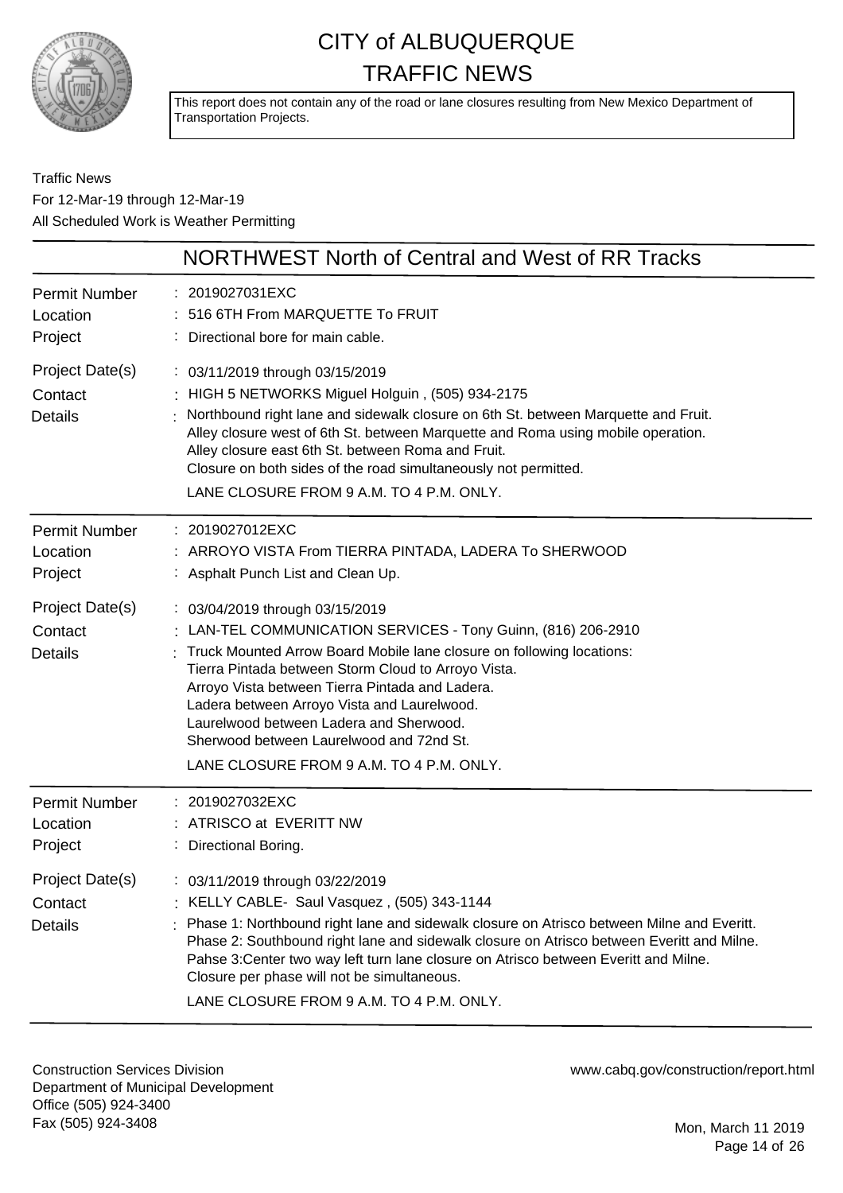# CITY of ALBUQUERQUE TRAFFIC NEWS

This report does not contain any of the road or lane closures resulting from New Mexico Department of Transportation Projects.

Traffic News
For 12-Mar-19 through 12-Mar-19
All Scheduled Work is Weather Permitting

## NORTHWEST North of Central and West of RR Tracks

**Permit Number** : 2019027031EXC
**Location** : 516 6TH From MARQUETTE To FRUIT
**Project** : Directional bore for main cable.
**Project Date(s)** : 03/11/2019 through 03/15/2019
**Contact** : HIGH 5 NETWORKS Miguel Holguin , (505) 934-2175
**Details** : Northbound right lane and sidewalk closure on 6th St. between Marquette and Fruit.
Alley closure west of 6th St. between Marquette and Roma using mobile operation.
Alley closure east 6th St. between Roma and Fruit.
Closure on both sides of the road simultaneously not permitted.
LANE CLOSURE FROM 9 A.M. TO 4 P.M. ONLY.

---

**Permit Number** : 2019027012EXC
**Location** : ARROYO VISTA From TIERRA PINTADA, LADERA To SHERWOOD
**Project** : Asphalt Punch List and Clean Up.
**Project Date(s)** : 03/04/2019 through 03/15/2019
**Contact** : LAN-TEL COMMUNICATION SERVICES - Tony Guinn, (816) 206-2910
**Details** : Truck Mounted Arrow Board Mobile lane closure on following locations:
Tierra Pintada between Storm Cloud to Arroyo Vista.
Arroyo Vista between Tierra Pintada and Ladera.
Ladera between Arroyo Vista and Laurelwood.
Laurelwood between Ladera and Sherwood.
Sherwood between Laurelwood and 72nd St.
LANE CLOSURE FROM 9 A.M. TO 4 P.M. ONLY.

---

**Permit Number** : 2019027032EXC
**Location** : ATRISCO at EVERITT NW
**Project** : Directional Boring.
**Project Date(s)** : 03/11/2019 through 03/22/2019
**Contact** : KELLY CABLE- Saul Vasquez , (505) 343-1144
**Details** : Phase 1: Northbound right lane and sidewalk closure on Atrisco between Milne and Everitt.
Phase 2: Southbound right lane and sidewalk closure on Atrisco between Everitt and Milne.
Pahse 3:Center two way left turn lane closure on Atrisco between Everitt and Milne.
Closure per phase will not be simultaneous.
LANE CLOSURE FROM 9 A.M. TO 4 P.M. ONLY.

---

Construction Services Division
Department of Municipal Development
Office (505) 924-3400
Fax (505) 924-3408

www.cabq.gov/construction/report.html

Mon, March 11 2019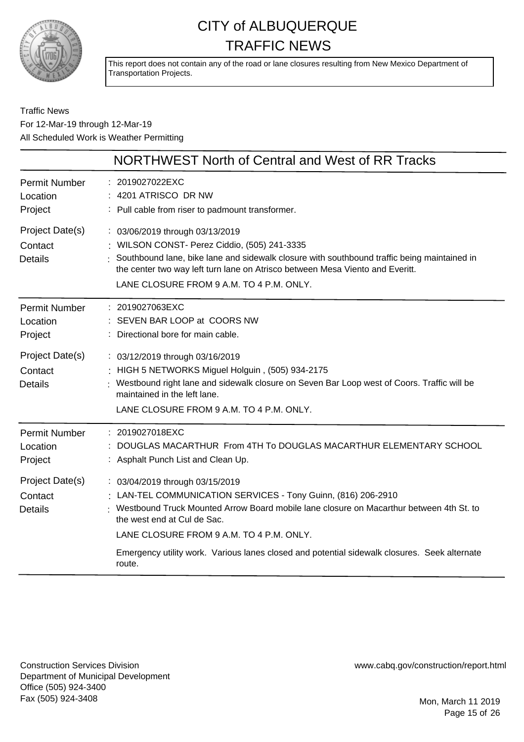# CITY of ALBUQUERQUE
# TRAFFIC NEWS

This report does not contain any of the road or lane closures resulting from New Mexico Department of Transportation Projects.

Traffic News
For 12-Mar-19 through 12-Mar-19
All Scheduled Work is Weather Permitting

## NORTHWEST North of Central and West of RR Tracks

**Permit Number** : 2019027022EXC
**Location** : 4201 ATRISCO DR NW
**Project** : Pull cable from riser to padmount transformer.

**Project Date(s)** : 03/06/2019 through 03/13/2019
**Contact** : WILSON CONST- Perez Ciddio, (505) 241-3335
**Details** : Southbound lane, bike lane and sidewalk closure with southbound traffic being maintained in the center two way left turn lane on Atrisco between Mesa Viento and Everitt.

LANE CLOSURE FROM 9 A.M. TO 4 P.M. ONLY.

---

**Permit Number** : 2019027063EXC
**Location** : SEVEN BAR LOOP at COORS NW
**Project** : Directional bore for main cable.

**Project Date(s)** : 03/12/2019 through 03/16/2019
**Contact** : HIGH 5 NETWORKS Miguel Holguin , (505) 934-2175
**Details** : Westbound right lane and sidewalk closure on Seven Bar Loop west of Coors. Traffic will be maintained in the left lane.

LANE CLOSURE FROM 9 A.M. TO 4 P.M. ONLY.

---

**Permit Number** : 2019027018EXC
**Location** : DOUGLAS MACARTHUR From 4TH To DOUGLAS MACARTHUR ELEMENTARY SCHOOL
**Project** : Asphalt Punch List and Clean Up.

**Project Date(s)** : 03/04/2019 through 03/15/2019
**Contact** : LAN-TEL COMMUNICATION SERVICES - Tony Guinn, (816) 206-2910
**Details** : Westbound Truck Mounted Arrow Board mobile lane closure on Macarthur between 4th St. to the west end at Cul de Sac.

LANE CLOSURE FROM 9 A.M. TO 4 P.M. ONLY.

Emergency utility work. Various lanes closed and potential sidewalk closures. Seek alternate route.

---

Construction Services Division
Department of Municipal Development
Office (505) 924-3400
Fax (505) 924-3408

www.cabq.gov/construction/report.html

Mon, March 11 2019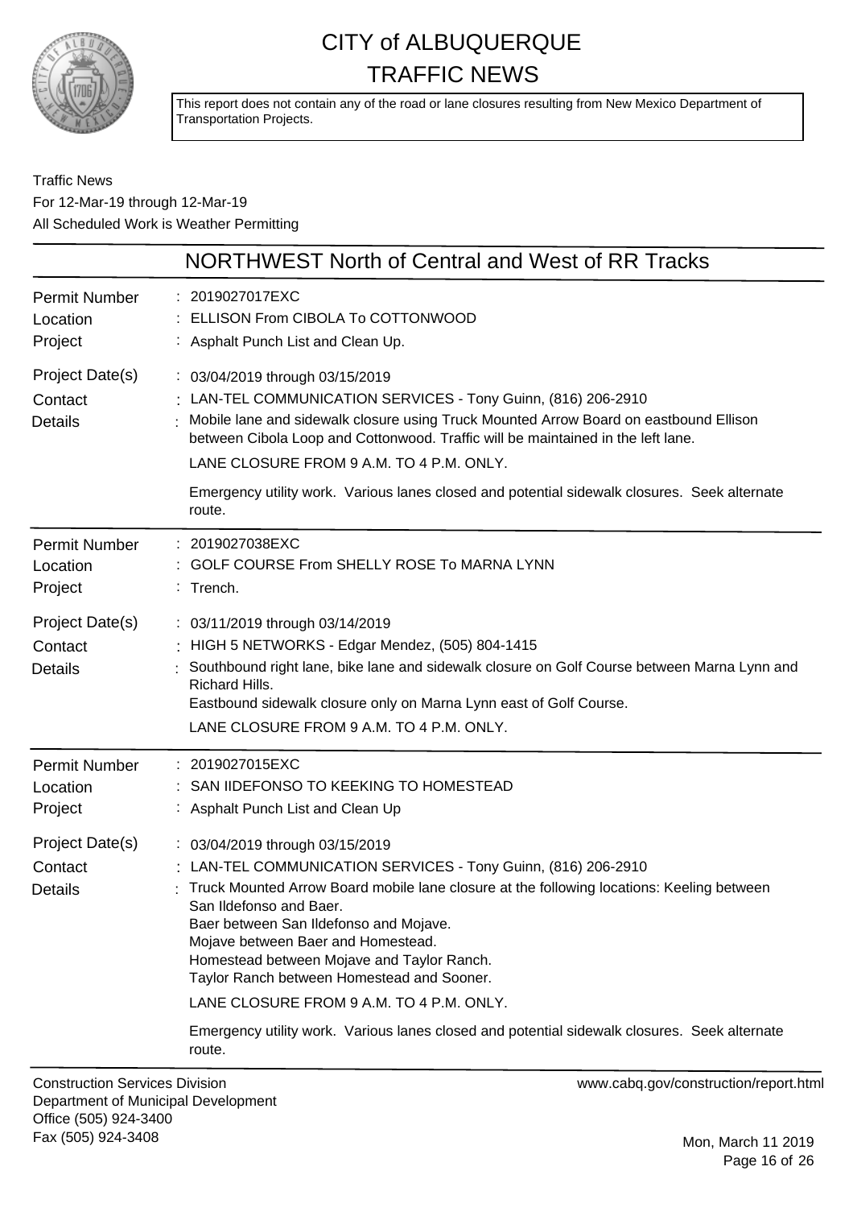# CITY of ALBUQUERQUE
# TRAFFIC NEWS

This report does not contain any of the road or lane closures resulting from New Mexico Department of Transportation Projects.

Traffic News
For 12-Mar-19 through 12-Mar-19
All Scheduled Work is Weather Permitting

## NORTHWEST North of Central and West of RR Tracks

**Permit Number** : 2019027017EXC
**Location** : ELLISON From CIBOLA To COTTONWOOD
**Project** : Asphalt Punch List and Clean Up.
**Project Date(s)** : 03/04/2019 through 03/15/2019
**Contact** : LAN-TEL COMMUNICATION SERVICES - Tony Guinn, (816) 206-2910
**Details** : Mobile lane and sidewalk closure using Truck Mounted Arrow Board on eastbound Ellison between Cibola Loop and Cottonwood. Traffic will be maintained in the left lane.
LANE CLOSURE FROM 9 A.M. TO 4 P.M. ONLY.

Emergency utility work. Various lanes closed and potential sidewalk closures. Seek alternate route.

---

**Permit Number** : 2019027038EXC
**Location** : GOLF COURSE From SHELLY ROSE To MARNA LYNN
**Project** : Trench.
**Project Date(s)** : 03/11/2019 through 03/14/2019
**Contact** : HIGH 5 NETWORKS - Edgar Mendez, (505) 804-1415
**Details** : Southbound right lane, bike lane and sidewalk closure on Golf Course between Marna Lynn and Richard Hills.
Eastbound sidewalk closure only on Marna Lynn east of Golf Course.
LANE CLOSURE FROM 9 A.M. TO 4 P.M. ONLY.

---

**Permit Number** : 2019027015EXC
**Location** : SAN IIDEFONSO TO KEEKING TO HOMESTEAD
**Project** : Asphalt Punch List and Clean Up
**Project Date(s)** : 03/04/2019 through 03/15/2019
**Contact** : LAN-TEL COMMUNICATION SERVICES - Tony Guinn, (816) 206-2910
**Details** : Truck Mounted Arrow Board mobile lane closure at the following locations: Keeling between San Ildefonso and Baer.
Baer between San Ildefonso and Mojave.
Mojave between Baer and Homestead.
Homestead between Mojave and Taylor Ranch.
Taylor Ranch between Homestead and Sooner.
LANE CLOSURE FROM 9 A.M. TO 4 P.M. ONLY.

Emergency utility work. Various lanes closed and potential sidewalk closures. Seek alternate route.

---

Construction Services Division
Department of Municipal Development
Office (505) 924-3400
Fax (505) 924-3408

www.cabq.gov/construction/report.html

Mon, March 11 2019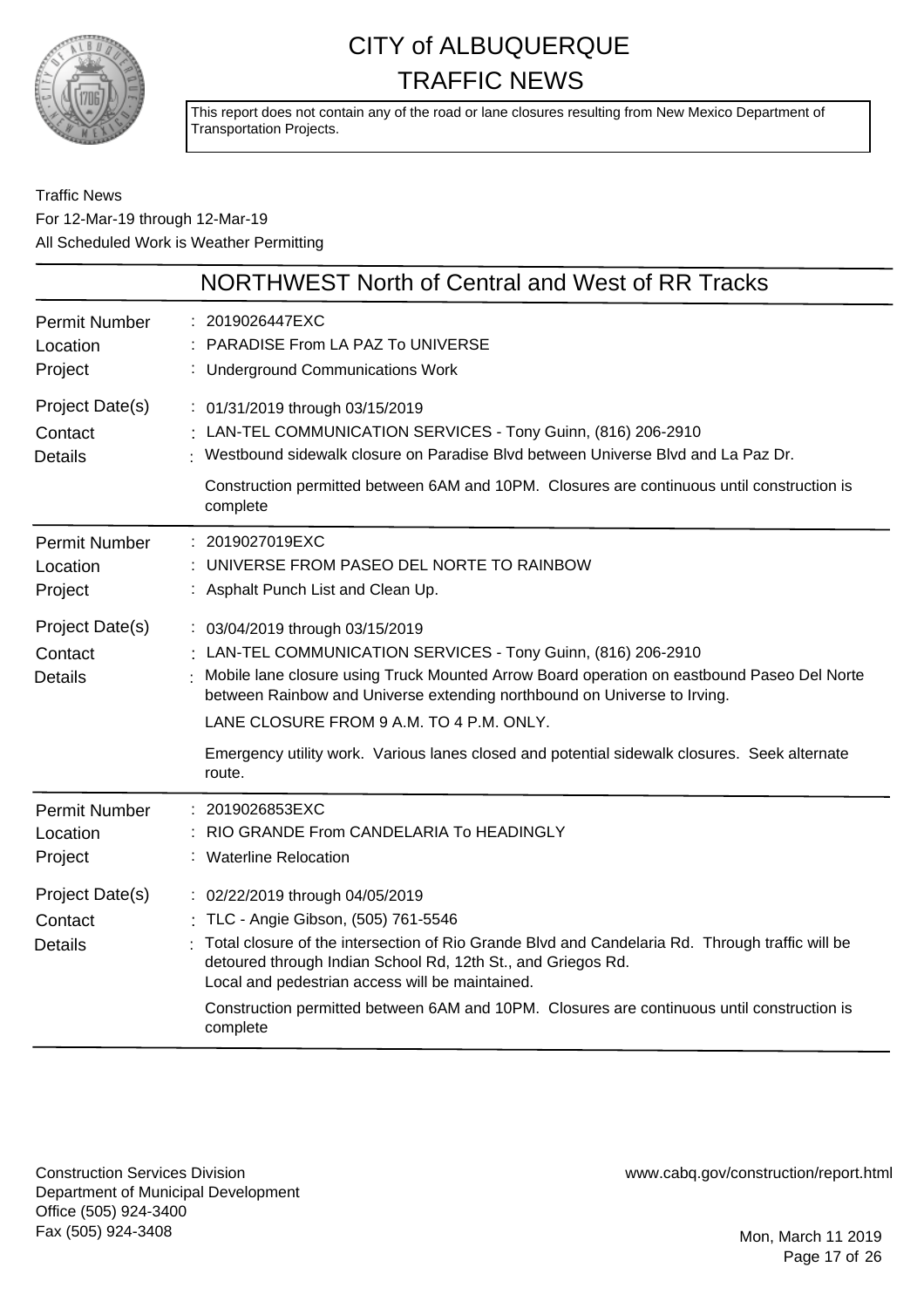# CITY of ALBUQUERQUE
# TRAFFIC NEWS

This report does not contain any of the road or lane closures resulting from New Mexico Department of Transportation Projects.

Traffic News
For 12-Mar-19 through 12-Mar-19
All Scheduled Work is Weather Permitting

## NORTHWEST North of Central and West of RR Tracks

| | |
|---|---|
| Permit Number | 2019026447EXC |
| Location | PARADISE From LA PAZ To UNIVERSE |
| Project | Underground Communications Work |
| Project Date(s) | 01/31/2019 through 03/15/2019 |
| Contact | LAN-TEL COMMUNICATION SERVICES - Tony Guinn, (816) 206-2910 |
| Details | Westbound sidewalk closure on Paradise Blvd between Universe Blvd and La Paz Dr.<br>Construction permitted between 6AM and 10PM. Closures are continuous until construction is complete |

| | |
|---|---|
| Permit Number | 2019027019EXC |
| Location | UNIVERSE FROM PASEO DEL NORTE TO RAINBOW |
| Project | Asphalt Punch List and Clean Up. |
| Project Date(s) | 03/04/2019 through 03/15/2019 |
| Contact | LAN-TEL COMMUNICATION SERVICES - Tony Guinn, (816) 206-2910 |
| Details | Mobile lane closure using Truck Mounted Arrow Board operation on eastbound Paseo Del Norte between Rainbow and Universe extending northbound on Universe to Irving.<br>LANE CLOSURE FROM 9 A.M. TO 4 P.M. ONLY.<br>Emergency utility work. Various lanes closed and potential sidewalk closures. Seek alternate route. |

| | |
|---|---|
| Permit Number | 2019026853EXC |
| Location | RIO GRANDE From CANDELARIA To HEADINGLY |
| Project | Waterline Relocation |
| Project Date(s) | 02/22/2019 through 04/05/2019 |
| Contact | TLC - Angie Gibson, (505) 761-5546 |
| Details | Total closure of the intersection of Rio Grande Blvd and Candelaria Rd. Through traffic will be detoured through Indian School Rd, 12th St., and Griegos Rd.<br>Local and pedestrian access will be maintained.<br>Construction permitted between 6AM and 10PM. Closures are continuous until construction is complete |

Construction Services Division
Department of Municipal Development
Office (505) 924-3400
Fax (505) 924-3408

www.cabq.gov/construction/report.html

Mon, March 11 2019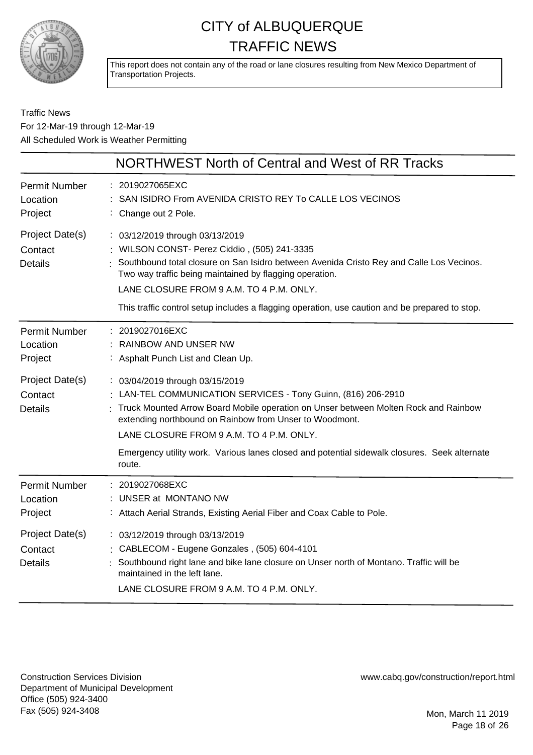# CITY of ALBUQUERQUE
# TRAFFIC NEWS

This report does not contain any of the road or lane closures resulting from New Mexico Department of Transportation Projects.

Traffic News
For 12-Mar-19 through 12-Mar-19
All Scheduled Work is Weather Permitting

## NORTHWEST North of Central and West of RR Tracks

**Permit Number:** 2019027065EXC
**Location:** SAN ISIDRO From AVENIDA CRISTO REY To CALLE LOS VECINOS
**Project:** Change out 2 Pole.
**Project Date(s):** 03/12/2019 through 03/13/2019
**Contact:** WILSON CONST- Perez Ciddio , (505) 241-3335
**Details:** Southbound total closure on San Isidro between Avenida Cristo Rey and Calle Los Vecinos. Two way traffic being maintained by flagging operation.

LANE CLOSURE FROM 9 A.M. TO 4 P.M. ONLY.

This traffic control setup includes a flagging operation, use caution and be prepared to stop.

---

**Permit Number:** 2019027016EXC
**Location:** RAINBOW AND UNSER NW
**Project:** Asphalt Punch List and Clean Up.
**Project Date(s):** 03/04/2019 through 03/15/2019
**Contact:** LAN-TEL COMMUNICATION SERVICES - Tony Guinn, (816) 206-2910
**Details:** Truck Mounted Arrow Board Mobile operation on Unser between Molten Rock and Rainbow extending northbound on Rainbow from Unser to Woodmont.

LANE CLOSURE FROM 9 A.M. TO 4 P.M. ONLY.

Emergency utility work. Various lanes closed and potential sidewalk closures. Seek alternate route.

---

**Permit Number:** 2019027068EXC
**Location:** UNSER at MONTANO NW
**Project:** Attach Aerial Strands, Existing Aerial Fiber and Coax Cable to Pole.
**Project Date(s):** 03/12/2019 through 03/13/2019
**Contact:** CABLECOM - Eugene Gonzales , (505) 604-4101
**Details:** Southbound right lane and bike lane closure on Unser north of Montano. Traffic will be maintained in the left lane.

LANE CLOSURE FROM 9 A.M. TO 4 P.M. ONLY.

---

Construction Services Division
Department of Municipal Development
Office (505) 924-3400
Fax (505) 924-3408

www.cabq.gov/construction/report.html

Mon, March 11 2019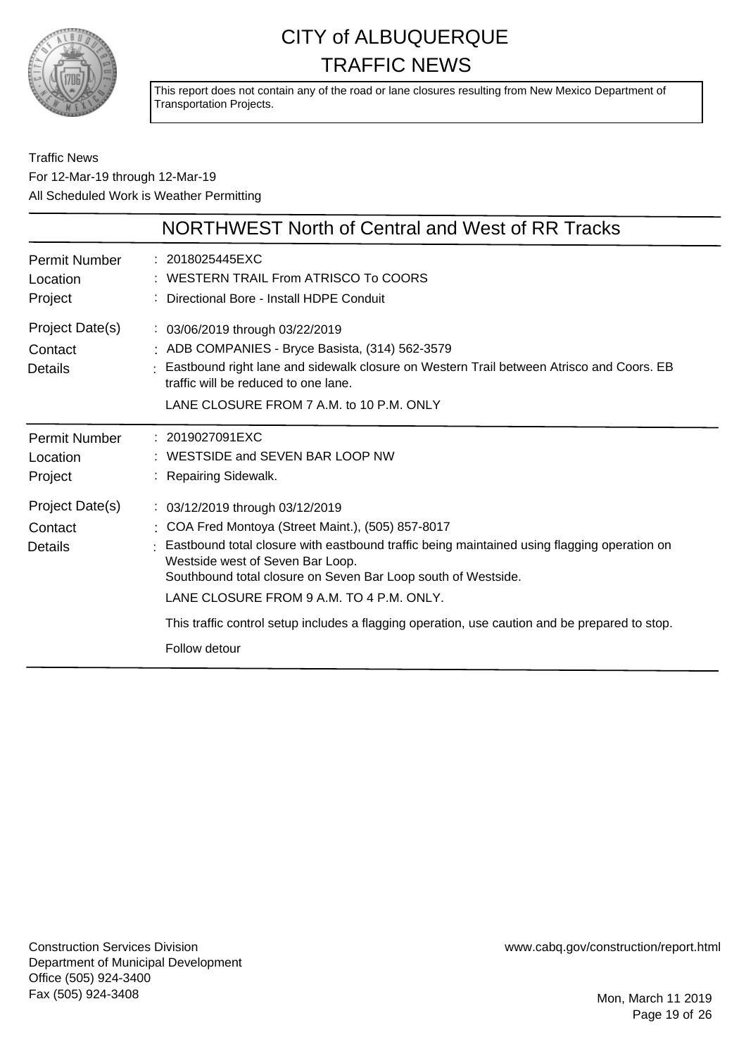# CITY of ALBUQUERQUE TRAFFIC NEWS

This report does not contain any of the road or lane closures resulting from New Mexico Department of Transportation Projects.

Traffic News
For 12-Mar-19 through 12-Mar-19
All Scheduled Work is Weather Permitting

## NORTHWEST North of Central and West of RR Tracks

| | |
|---|---|
| Permit Number | 2018025445EXC |
| Location | WESTERN TRAIL From ATRISCO To COORS |
| Project | Directional Bore - Install HDPE Conduit |
| Project Date(s) | 03/06/2019 through 03/22/2019 |
| Contact | ADB COMPANIES - Bryce Basista, (314) 562-3579 |
| Details | Eastbound right lane and sidewalk closure on Western Trail between Atrisco and Coors. EB traffic will be reduced to one lane.<br>LANE CLOSURE FROM 7 A.M. to 10 P.M. ONLY |

| | |
|---|---|
| Permit Number | 2019027091EXC |
| Location | WESTSIDE and SEVEN BAR LOOP NW |
| Project | Repairing Sidewalk. |
| Project Date(s) | 03/12/2019 through 03/12/2019 |
| Contact | COA Fred Montoya (Street Maint.), (505) 857-8017 |
| Details | Eastbound total closure with eastbound traffic being maintained using flagging operation on Westside west of Seven Bar Loop.<br>Southbound total closure on Seven Bar Loop south of Westside.<br>LANE CLOSURE FROM 9 A.M. TO 4 P.M. ONLY.<br>This traffic control setup includes a flagging operation, use caution and be prepared to stop.<br>Follow detour |

Construction Services Division
Department of Municipal Development
Office (505) 924-3400
Fax (505) 924-3408

www.cabq.gov/construction/report.html

Mon, March 11 2019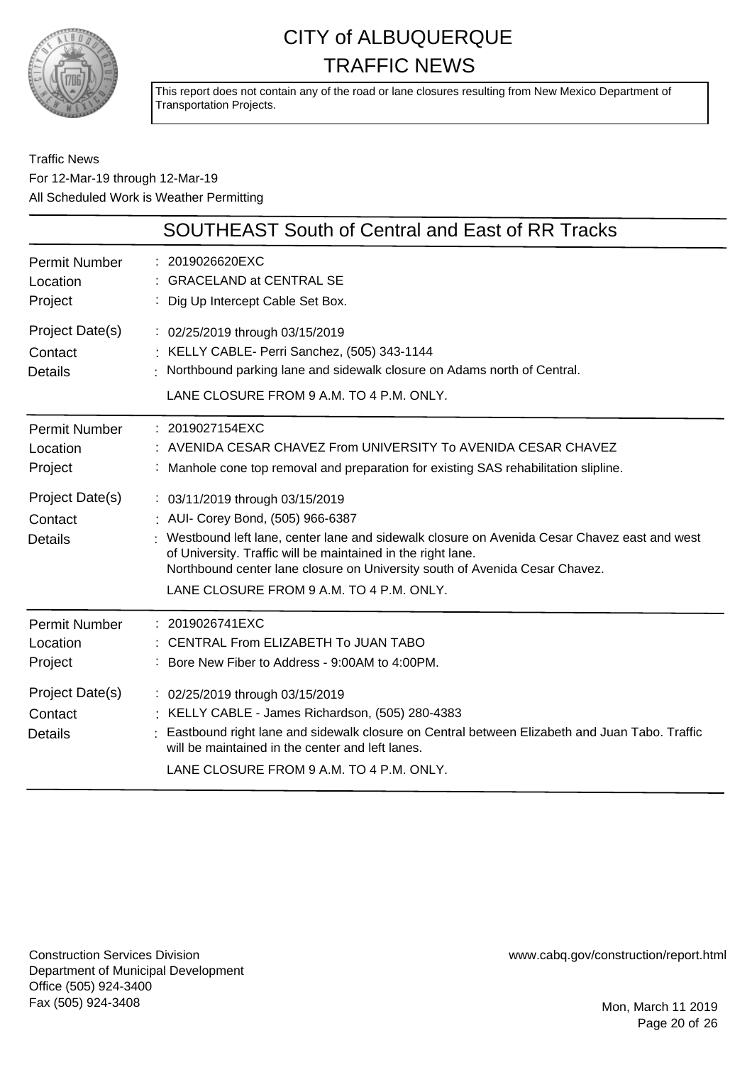# CITY of ALBUQUERQUE
# TRAFFIC NEWS

This report does not contain any of the road or lane closures resulting from New Mexico Department of Transportation Projects.

Traffic News
For 12-Mar-19 through 12-Mar-19
All Scheduled Work is Weather Permitting

## SOUTHEAST South of Central and East of RR Tracks

| | |
|---|---|
| Permit Number | 2019026620EXC |
| Location | GRACELAND at CENTRAL SE |
| Project | Dig Up Intercept Cable Set Box. |
| Project Date(s) | 02/25/2019 through 03/15/2019 |
| Contact | KELLY CABLE- Perri Sanchez, (505) 343-1144 |
| Details | Northbound parking lane and sidewalk closure on Adams north of Central.<br>LANE CLOSURE FROM 9 A.M. TO 4 P.M. ONLY. |

| | |
|---|---|
| Permit Number | 2019027154EXC |
| Location | AVENIDA CESAR CHAVEZ From UNIVERSITY To AVENIDA CESAR CHAVEZ |
| Project | Manhole cone top removal and preparation for existing SAS rehabilitation slipline. |
| Project Date(s) | 03/11/2019 through 03/15/2019 |
| Contact | AUI- Corey Bond, (505) 966-6387 |
| Details | Westbound left lane, center lane and sidewalk closure on Avenida Cesar Chavez east and west of University. Traffic will be maintained in the right lane.<br>Northbound center lane closure on University south of Avenida Cesar Chavez.<br>LANE CLOSURE FROM 9 A.M. TO 4 P.M. ONLY. |

| | |
|---|---|
| Permit Number | 2019026741EXC |
| Location | CENTRAL From ELIZABETH To JUAN TABO |
| Project | Bore New Fiber to Address - 9:00AM to 4:00PM. |
| Project Date(s) | 02/25/2019 through 03/15/2019 |
| Contact | KELLY CABLE - James Richardson, (505) 280-4383 |
| Details | Eastbound right lane and sidewalk closure on Central between Elizabeth and Juan Tabo. Traffic will be maintained in the center and left lanes.<br>LANE CLOSURE FROM 9 A.M. TO 4 P.M. ONLY. |

Construction Services Division
Department of Municipal Development
Office (505) 924-3400
Fax (505) 924-3408

www.cabq.gov/construction/report.html

Mon, March 11 2019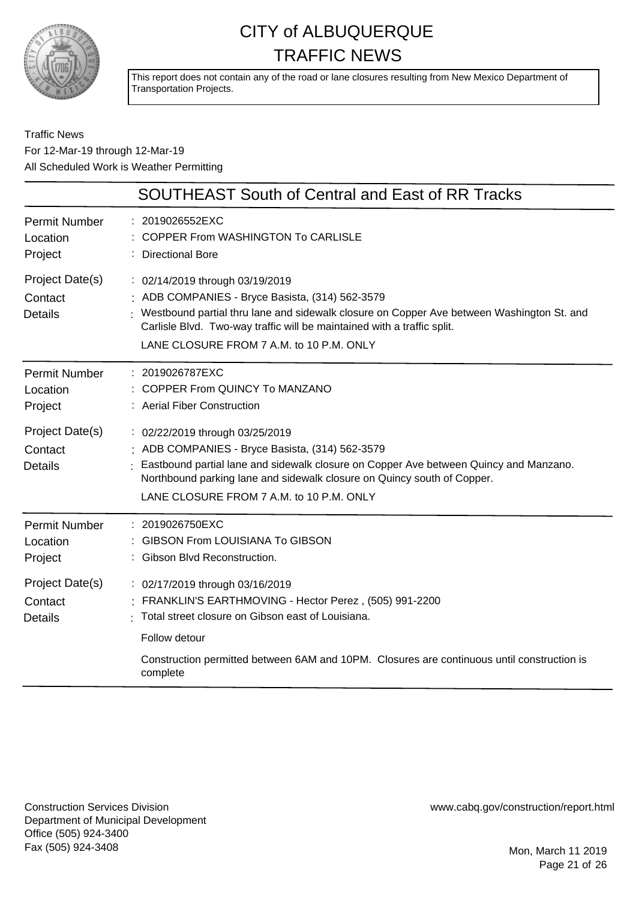# CITY of ALBUQUERQUE TRAFFIC NEWS

This report does not contain any of the road or lane closures resulting from New Mexico Department of Transportation Projects.

Traffic News
For 12-Mar-19 through 12-Mar-19
All Scheduled Work is Weather Permitting

## SOUTHEAST South of Central and East of RR Tracks

**Permit Number** : 2019026552EXC
**Location** : COPPER From WASHINGTON To CARLISLE
**Project** : Directional Bore
**Project Date(s)** : 02/14/2019 through 03/19/2019
**Contact** : ADB COMPANIES - Bryce Basista, (314) 562-3579
**Details** : Westbound partial thru lane and sidewalk closure on Copper Ave between Washington St. and Carlisle Blvd. Two-way traffic will be maintained with a traffic split.
LANE CLOSURE FROM 7 A.M. to 10 P.M. ONLY

---

**Permit Number** : 2019026787EXC
**Location** : COPPER From QUINCY To MANZANO
**Project** : Aerial Fiber Construction
**Project Date(s)** : 02/22/2019 through 03/25/2019
**Contact** : ADB COMPANIES - Bryce Basista, (314) 562-3579
**Details** : Eastbound partial lane and sidewalk closure on Copper Ave between Quincy and Manzano. Northbound parking lane and sidewalk closure on Quincy south of Copper.
LANE CLOSURE FROM 7 A.M. to 10 P.M. ONLY

---

**Permit Number** : 2019026750EXC
**Location** : GIBSON From LOUISIANA To GIBSON
**Project** : Gibson Blvd Reconstruction.
**Project Date(s)** : 02/17/2019 through 03/16/2019
**Contact** : FRANKLIN'S EARTHMOVING - Hector Perez , (505) 991-2200
**Details** : Total street closure on Gibson east of Louisiana.

Follow detour

Construction permitted between 6AM and 10PM. Closures are continuous until construction is complete

---

Construction Services Division
Department of Municipal Development
Office (505) 924-3400
Fax (505) 924-3408

www.cabq.gov/construction/report.html

Mon, March 11 2019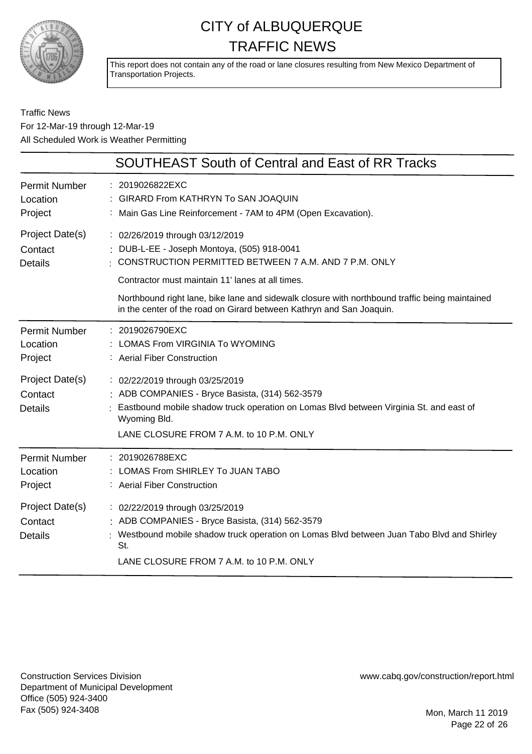# CITY of ALBUQUERQUE TRAFFIC NEWS

This report does not contain any of the road or lane closures resulting from New Mexico Department of Transportation Projects.

Traffic News
For 12-Mar-19 through 12-Mar-19
All Scheduled Work is Weather Permitting

## SOUTHEAST South of Central and East of RR Tracks

| | |
|---|---|
| Permit Number | 2019026822EXC |
| Location | GIRARD From KATHRYN To SAN JOAQUIN |
| Project | Main Gas Line Reinforcement - 7AM to 4PM (Open Excavation). |
| Project Date(s) | 02/26/2019 through 03/12/2019 |
| Contact | DUB-L-EE - Joseph Montoya, (505) 918-0041 |
| Details | CONSTRUCTION PERMITTED BETWEEN 7 A.M. AND 7 P.M. ONLY<br>Contractor must maintain 11' lanes at all times.<br>Northbound right lane, bike lane and sidewalk closure with northbound traffic being maintained in the center of the road on Girard between Kathryn and San Joaquin. |

| | |
|---|---|
| Permit Number | 2019026790EXC |
| Location | LOMAS From VIRGINIA To WYOMING |
| Project | Aerial Fiber Construction |
| Project Date(s) | 02/22/2019 through 03/25/2019 |
| Contact | ADB COMPANIES - Bryce Basista, (314) 562-3579 |
| Details | Eastbound mobile shadow truck operation on Lomas Blvd between Virginia St. and east of Wyoming Bld.<br>LANE CLOSURE FROM 7 A.M. to 10 P.M. ONLY |

| | |
|---|---|
| Permit Number | 2019026788EXC |
| Location | LOMAS From SHIRLEY To JUAN TABO |
| Project | Aerial Fiber Construction |
| Project Date(s) | 02/22/2019 through 03/25/2019 |
| Contact | ADB COMPANIES - Bryce Basista, (314) 562-3579 |
| Details | Westbound mobile shadow truck operation on Lomas Blvd between Juan Tabo Blvd and Shirley St.<br>LANE CLOSURE FROM 7 A.M. to 10 P.M. ONLY |

Construction Services Division
Department of Municipal Development
Office (505) 924-3400
Fax (505) 924-3408

www.cabq.gov/construction/report.html

Mon, March 11 2019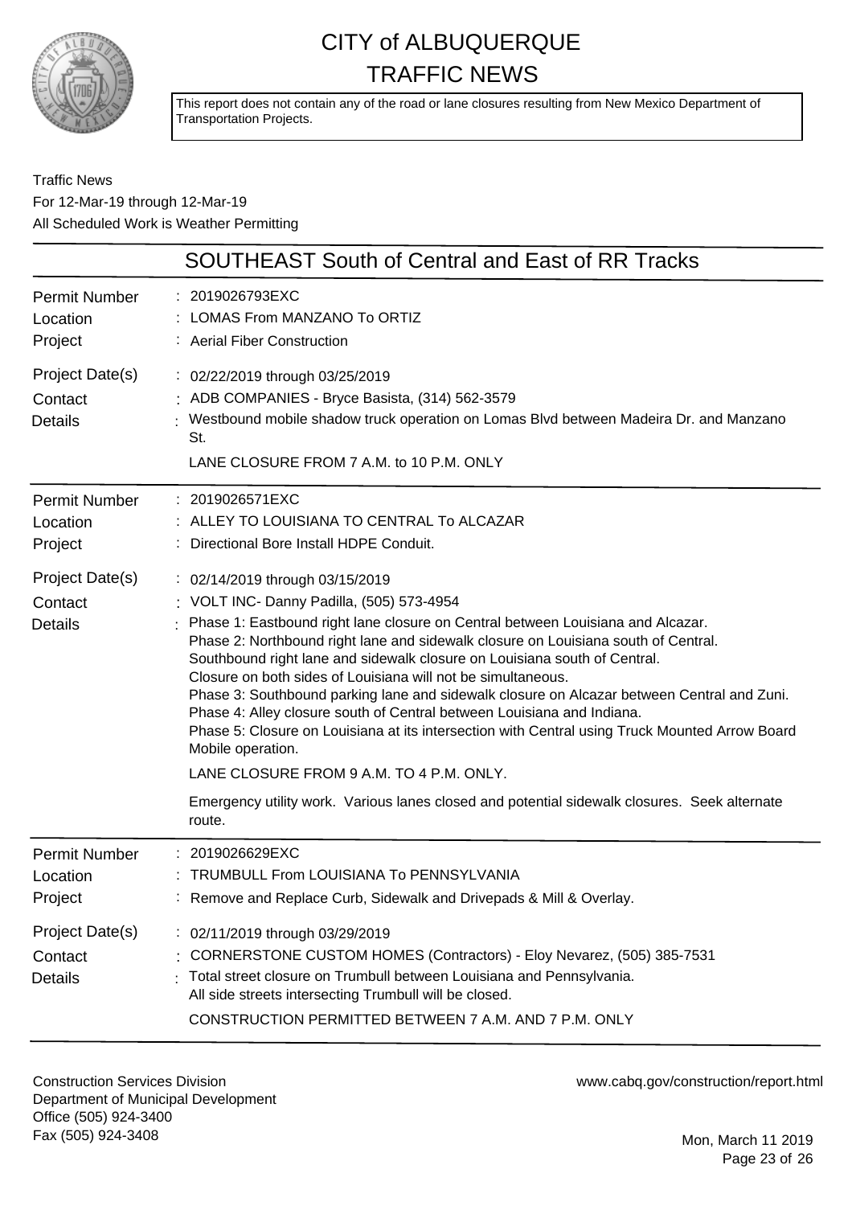# CITY of ALBUQUERQUE TRAFFIC NEWS

This report does not contain any of the road or lane closures resulting from New Mexico Department of Transportation Projects.

Traffic News
For 12-Mar-19 through 12-Mar-19
All Scheduled Work is Weather Permitting

## SOUTHEAST South of Central and East of RR Tracks

**Permit Number**: 2019026793EXC
**Location**: LOMAS From MANZANO To ORTIZ
**Project**: Aerial Fiber Construction
**Project Date(s)**: 02/22/2019 through 03/25/2019
**Contact**: ADB COMPANIES - Bryce Basista, (314) 562-3579
**Details**: Westbound mobile shadow truck operation on Lomas Blvd between Madeira Dr. and Manzano St.

LANE CLOSURE FROM 7 A.M. to 10 P.M. ONLY

---

**Permit Number**: 2019026571EXC
**Location**: ALLEY TO LOUISIANA TO CENTRAL To ALCAZAR
**Project**: Directional Bore Install HDPE Conduit.
**Project Date(s)**: 02/14/2019 through 03/15/2019
**Contact**: VOLT INC- Danny Padilla, (505) 573-4954
**Details**: Phase 1: Eastbound right lane closure on Central between Louisiana and Alcazar.
Phase 2: Northbound right lane and sidewalk closure on Louisiana south of Central.
Southbound right lane and sidewalk closure on Louisiana south of Central.
Closure on both sides of Louisiana will not be simultaneous.
Phase 3: Southbound parking lane and sidewalk closure on Alcazar between Central and Zuni.
Phase 4: Alley closure south of Central between Louisiana and Indiana.
Phase 5: Closure on Louisiana at its intersection with Central using Truck Mounted Arrow Board Mobile operation.

LANE CLOSURE FROM 9 A.M. TO 4 P.M. ONLY.

Emergency utility work. Various lanes closed and potential sidewalk closures. Seek alternate route.

---

**Permit Number**: 2019026629EXC
**Location**: TRUMBULL From LOUISIANA To PENNSYLVANIA
**Project**: Remove and Replace Curb, Sidewalk and Drivepads & Mill & Overlay.
**Project Date(s)**: 02/11/2019 through 03/29/2019
**Contact**: CORNERSTONE CUSTOM HOMES (Contractors) - Eloy Nevarez, (505) 385-7531
**Details**: Total street closure on Trumbull between Louisiana and Pennsylvania.
All side streets intersecting Trumbull will be closed.

CONSTRUCTION PERMITTED BETWEEN 7 A.M. AND 7 P.M. ONLY

---

Construction Services Division
Department of Municipal Development
Office (505) 924-3400
Fax (505) 924-3408

www.cabq.gov/construction/report.html

Mon, March 11 2019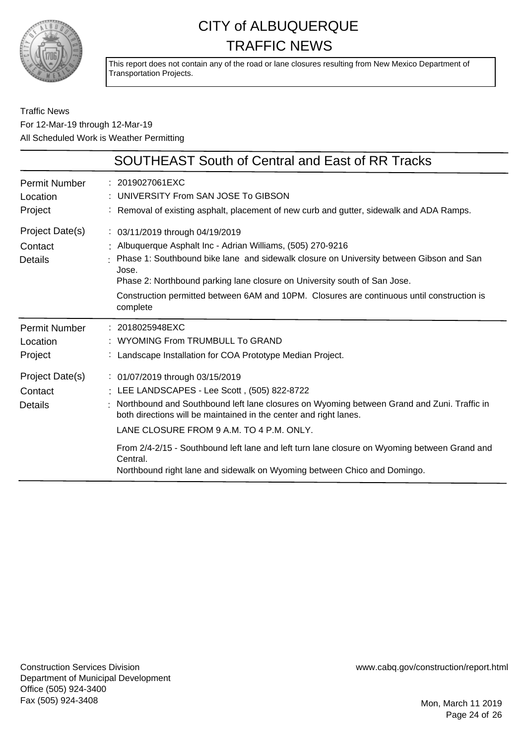# CITY of ALBUQUERQUE TRAFFIC NEWS

This report does not contain any of the road or lane closures resulting from New Mexico Department of Transportation Projects.

Traffic News
For 12-Mar-19 through 12-Mar-19
All Scheduled Work is Weather Permitting

## SOUTHEAST South of Central and East of RR Tracks

| | |
|---|---|
| Permit Number | 2019027061EXC |
| Location | UNIVERSITY From SAN JOSE To GIBSON |
| Project | Removal of existing asphalt, placement of new curb and gutter, sidewalk and ADA Ramps. |
| Project Date(s) | 03/11/2019 through 04/19/2019 |
| Contact | Albuquerque Asphalt Inc - Adrian Williams, (505) 270-9216 |
| Details | Phase 1: Southbound bike lane and sidewalk closure on University between Gibson and San Jose.<br>Phase 2: Northbound parking lane closure on University south of San Jose.<br>Construction permitted between 6AM and 10PM. Closures are continuous until construction is complete |

| | |
|---|---|
| Permit Number | 2018025948EXC |
| Location | WYOMING From TRUMBULL To GRAND |
| Project | Landscape Installation for COA Prototype Median Project. |
| Project Date(s) | 01/07/2019 through 03/15/2019 |
| Contact | LEE LANDSCAPES - Lee Scott , (505) 822-8722 |
| Details | Northbound and Southbound left lane closures on Wyoming between Grand and Zuni. Traffic in both directions will be maintained in the center and right lanes.<br>LANE CLOSURE FROM 9 A.M. TO 4 P.M. ONLY.<br>From 2/4-2/15 - Southbound left lane and left turn lane closure on Wyoming between Grand and Central.<br>Northbound right lane and sidewalk on Wyoming between Chico and Domingo. |

Construction Services Division
Department of Municipal Development
Office (505) 924-3400
Fax (505) 924-3408

www.cabq.gov/construction/report.html

Mon, March 11 2019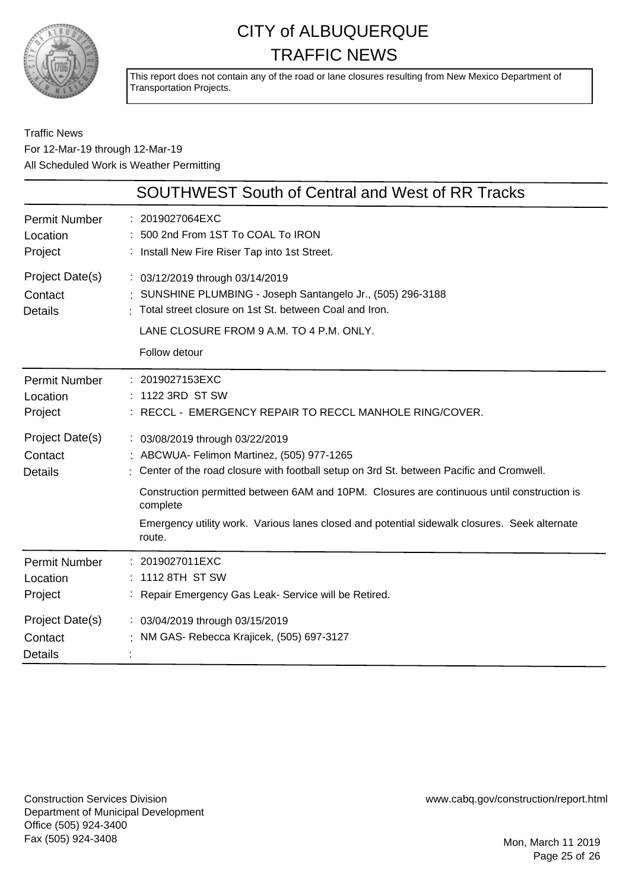# CITY of ALBUQUERQUE
# TRAFFIC NEWS

This report does not contain any of the road or lane closures resulting from New Mexico Department of Transportation Projects.

Traffic News
For 12-Mar-19 through 12-Mar-19
All Scheduled Work is Weather Permitting

## SOUTHWEST South of Central and West of RR Tracks

**Permit Number** : 2019027064EXC
**Location** : 500 2nd From 1ST To COAL To IRON
**Project** : Install New Fire Riser Tap into 1st Street.
**Project Date(s)** : 03/12/2019 through 03/14/2019
**Contact** : SUNSHINE PLUMBING - Joseph Santangelo Jr., (505) 296-3188
**Details** : Total street closure on 1st St. between Coal and Iron.

LANE CLOSURE FROM 9 A.M. TO 4 P.M. ONLY.

Follow detour

---

**Permit Number** : 2019027153EXC
**Location** : 1122 3RD ST SW
**Project** : RECCL - EMERGENCY REPAIR TO RECCL MANHOLE RING/COVER.
**Project Date(s)** : 03/08/2019 through 03/22/2019
**Contact** : ABCWUA- Felimon Martinez, (505) 977-1265
**Details** : Center of the road closure with football setup on 3rd St. between Pacific and Cromwell.

Construction permitted between 6AM and 10PM. Closures are continuous until construction is complete

Emergency utility work. Various lanes closed and potential sidewalk closures. Seek alternate route.

---

**Permit Number** : 2019027011EXC
**Location** : 1112 8TH ST SW
**Project** : Repair Emergency Gas Leak- Service will be Retired.
**Project Date(s)** : 03/04/2019 through 03/15/2019
**Contact** : NM GAS- Rebecca Krajicek, (505) 697-3127
**Details** :

---

Construction Services Division
Department of Municipal Development
Office (505) 924-3400
Fax (505) 924-3408

www.cabq.gov/construction/report.html

Mon, March 11 2019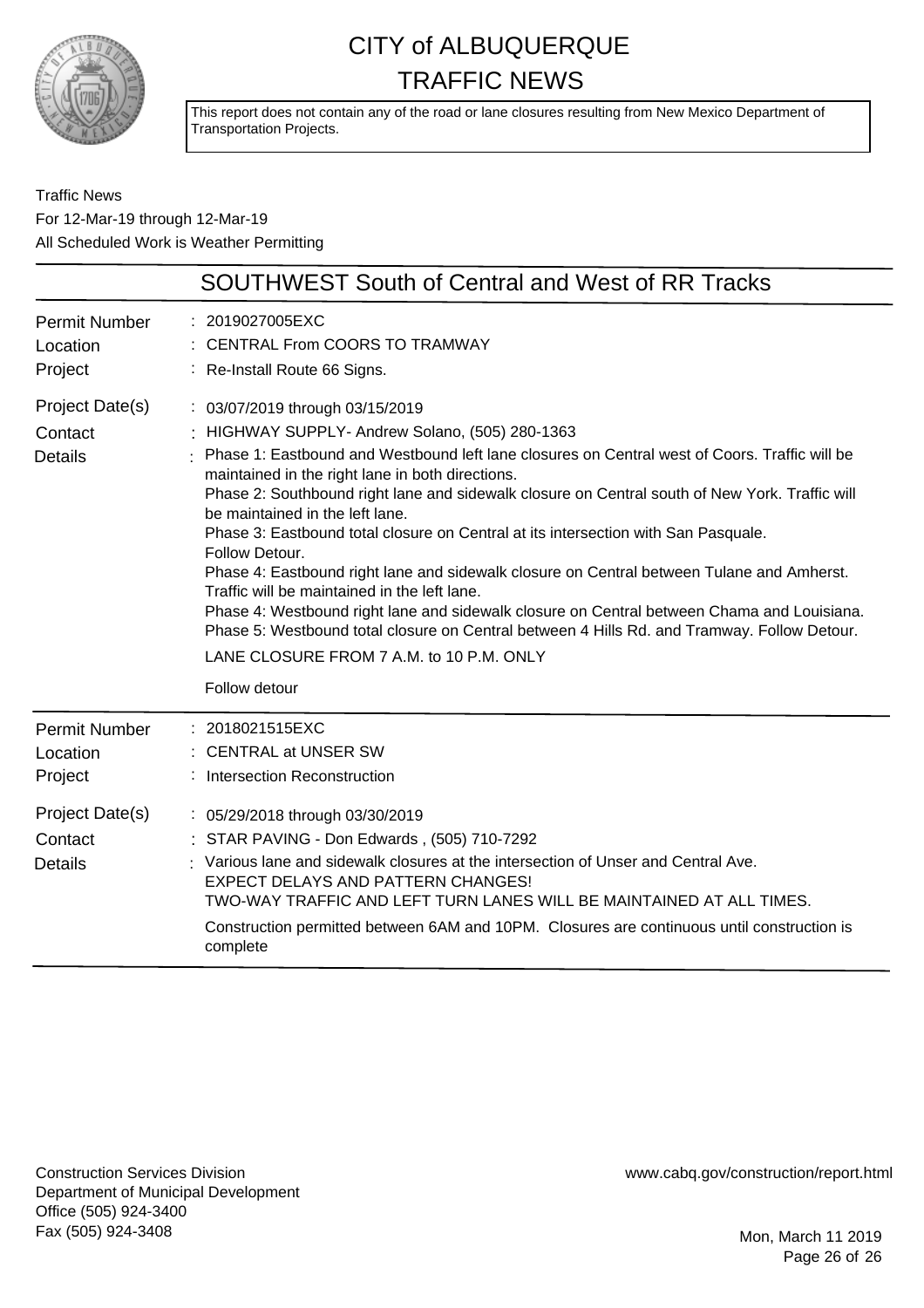# CITY of ALBUQUERQUE
## TRAFFIC NEWS

This report does not contain any of the road or lane closures resulting from New Mexico Department of Transportation Projects.

Traffic News
For 12-Mar-19 through 12-Mar-19
All Scheduled Work is Weather Permitting

## SOUTHWEST South of Central and West of RR Tracks

| | |
|---|---|
| Permit Number | : 2019027005EXC |
| Location | : CENTRAL From COORS TO TRAMWAY |
| Project | : Re-Install Route 66 Signs. |
| Project Date(s) | : 03/07/2019 through 03/15/2019 |
| Contact | : HIGHWAY SUPPLY- Andrew Solano, (505) 280-1363 |
| Details | : Phase 1: Eastbound and Westbound left lane closures on Central west of Coors. Traffic will be maintained in the right lane in both directions.<br>Phase 2: Southbound right lane and sidewalk closure on Central south of New York. Traffic will be maintained in the left lane.<br>Phase 3: Eastbound total closure on Central at its intersection with San Pasquale.<br>Follow Detour.<br>Phase 4: Eastbound right lane and sidewalk closure on Central between Tulane and Amherst. Traffic will be maintained in the left lane.<br>Phase 4: Westbound right lane and sidewalk closure on Central between Chama and Louisiana.<br>Phase 5: Westbound total closure on Central between 4 Hills Rd. and Tramway. Follow Detour.<br>LANE CLOSURE FROM 7 A.M. to 10 P.M. ONLY<br>Follow detour |

| | |
|---|---|
| Permit Number | : 2018021515EXC |
| Location | : CENTRAL at UNSER SW |
| Project | : Intersection Reconstruction |
| Project Date(s) | : 05/29/2018 through 03/30/2019 |
| Contact | : STAR PAVING - Don Edwards , (505) 710-7292 |
| Details | : Various lane and sidewalk closures at the intersection of Unser and Central Ave.<br>EXPECT DELAYS AND PATTERN CHANGES!<br>TWO-WAY TRAFFIC AND LEFT TURN LANES WILL BE MAINTAINED AT ALL TIMES.<br>Construction permitted between 6AM and 10PM. Closures are continuous until construction is complete |

Construction Services Division
Department of Municipal Development
Office (505) 924-3400
Fax (505) 924-3408

www.cabq.gov/construction/report.html

Mon, March 11 2019